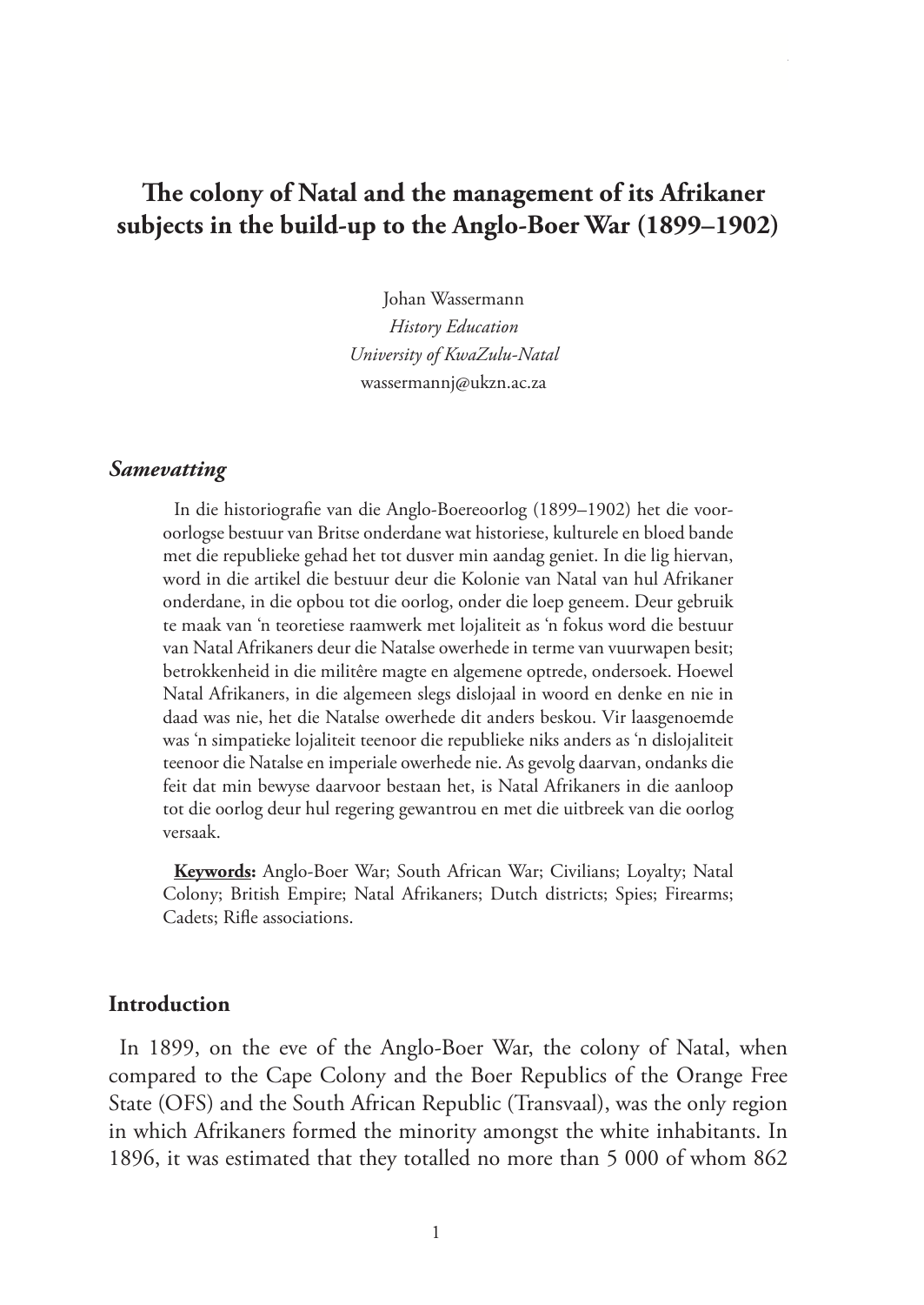# The colony of Natal and the management of its Afrikaner subjects in the build-up to the Anglo-Boer War (1899–1902)

Johan Wassermann
*History Education*
*University of KwaZulu-Natal*
wassermannj@ukzn.ac.za

### *Samevatting*

In die historiografie van die Anglo-Boereoorlog (1899–1902) het die vooroorlogse bestuur van Britse onderdane wat historiese, kulturele en bloed bande met die republieke gehad het tot dusver min aandag geniet. In die lig hiervan, word in die artikel die bestuur deur die Kolonie van Natal van hul Afrikaner onderdane, in die opbou tot die oorlog, onder die loep geneem. Deur gebruik te maak van 'n teoretiese raamwerk met lojaliteit as 'n fokus word die bestuur van Natal Afrikaners deur die Natalse owerhede in terme van vuurwapen besit; betrokkenheid in die militêre magte en algemene optrede, ondersoek. Hoewel Natal Afrikaners, in die algemeen slegs dislojaal in woord en denke en nie in daad was nie, het die Natalse owerhede dit anders beskou. Vir laasgenoemde was 'n simpatieke lojaliteit teenoor die republieke niks anders as 'n dislojaliteit teenoor die Natalse en imperiale owerhede nie. As gevolg daarvan, ondanks die feit dat min bewyse daarvoor bestaan het, is Natal Afrikaners in die aanloop tot die oorlog deur hul regering gewantrou en met die uitbreek van die oorlog versaak.

**Keywords:** Anglo-Boer War; South African War; Civilians; Loyalty; Natal Colony; British Empire; Natal Afrikaners; Dutch districts; Spies; Firearms; Cadets; Rifle associations.

## Introduction

In 1899, on the eve of the Anglo-Boer War, the colony of Natal, when compared to the Cape Colony and the Boer Republics of the Orange Free State (OFS) and the South African Republic (Transvaal), was the only region in which Afrikaners formed the minority amongst the white inhabitants. In 1896, it was estimated that they totalled no more than 5 000 of whom 862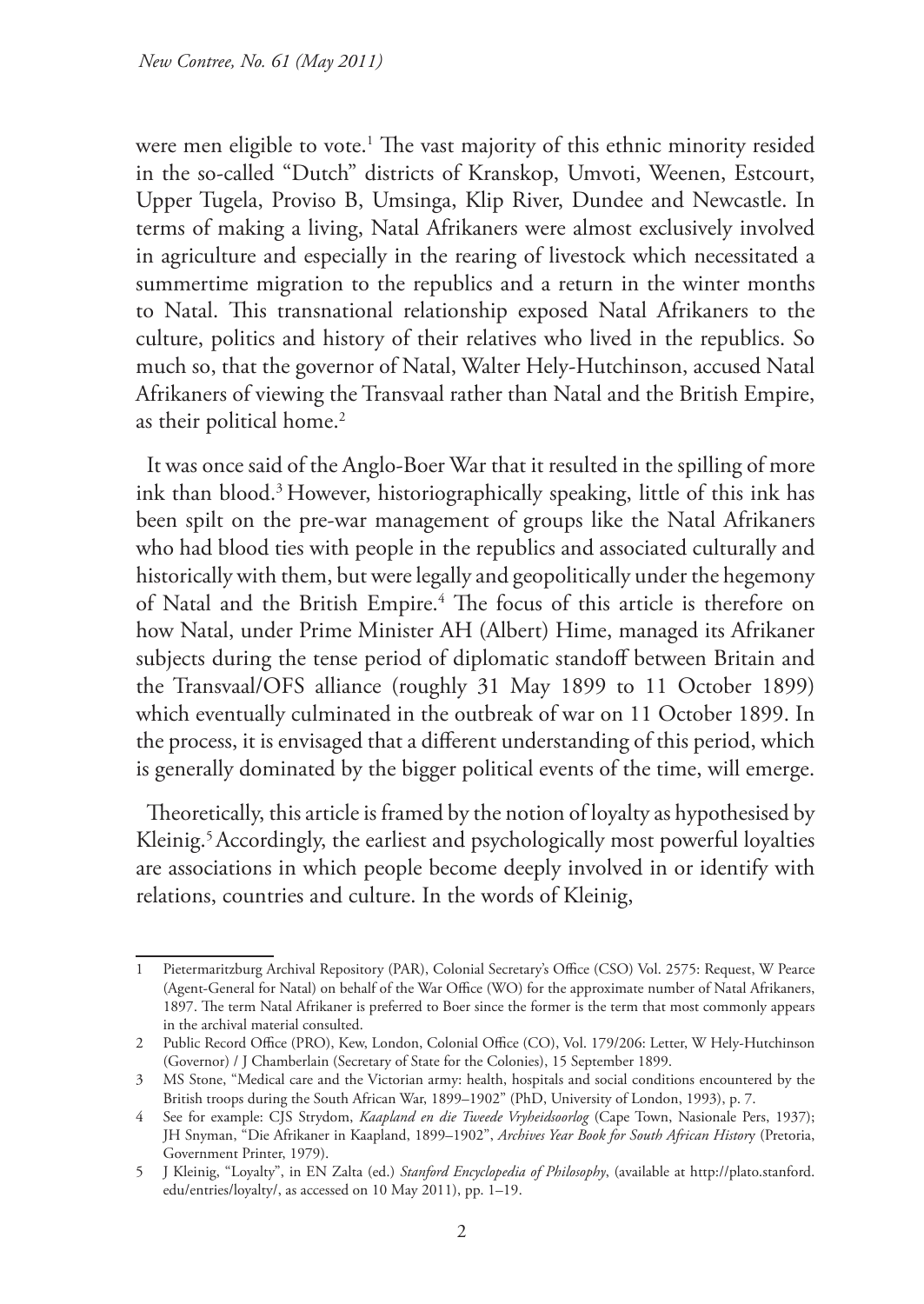were men eligible to vote.[1] The vast majority of this ethnic minority resided in the so-called "Dutch" districts of Kranskop, Umvoti, Weenen, Estcourt, Upper Tugela, Proviso B, Umsinga, Klip River, Dundee and Newcastle. In terms of making a living, Natal Afrikaners were almost exclusively involved in agriculture and especially in the rearing of livestock which necessitated a summertime migration to the republics and a return in the winter months to Natal. This transnational relationship exposed Natal Afrikaners to the culture, politics and history of their relatives who lived in the republics. So much so, that the governor of Natal, Walter Hely-Hutchinson, accused Natal Afrikaners of viewing the Transvaal rather than Natal and the British Empire, as their political home.[2]

It was once said of the Anglo-Boer War that it resulted in the spilling of more ink than blood.[3] However, historiographically speaking, little of this ink has been spilt on the pre-war management of groups like the Natal Afrikaners who had blood ties with people in the republics and associated culturally and historically with them, but were legally and geopolitically under the hegemony of Natal and the British Empire.[4] The focus of this article is therefore on how Natal, under Prime Minister AH (Albert) Hime, managed its Afrikaner subjects during the tense period of diplomatic standoff between Britain and the Transvaal/OFS alliance (roughly 31 May 1899 to 11 October 1899) which eventually culminated in the outbreak of war on 11 October 1899. In the process, it is envisaged that a different understanding of this period, which is generally dominated by the bigger political events of the time, will emerge.

Theoretically, this article is framed by the notion of loyalty as hypothesised by Kleinig.[5] Accordingly, the earliest and psychologically most powerful loyalties are associations in which people become deeply involved in or identify with relations, countries and culture. In the words of Kleinig,

---

1 Pietermaritzburg Archival Repository (PAR), Colonial Secretary's Office (CSO) Vol. 2575: Request, W Pearce (Agent-General for Natal) on behalf of the War Office (WO) for the approximate number of Natal Afrikaners, 1897. The term Natal Afrikaner is preferred to Boer since the former is the term that most commonly appears in the archival material consulted.

2 Public Record Office (PRO), Kew, London, Colonial Office (CO), Vol. 179/206: Letter, W Hely-Hutchinson (Governor) / J Chamberlain (Secretary of State for the Colonies), 15 September 1899.

3 MS Stone, "Medical care and the Victorian army: health, hospitals and social conditions encountered by the British troops during the South African War, 1899–1902" (PhD, University of London, 1993), p. 7.

4 See for example: CJS Strydom, *Kaapland en die Tweede Vryheidsoorlog* (Cape Town, Nasionale Pers, 1937); JH Snyman, "Die Afrikaner in Kaapland, 1899–1902", *Archives Year Book for South African History* (Pretoria, Government Printer, 1979).

5 J Kleinig, "Loyalty", in EN Zalta (ed.) *Stanford Encyclopedia of Philosophy*, (available at http://plato.stanford.edu/entries/loyalty/, as accessed on 10 May 2011), pp. 1–19.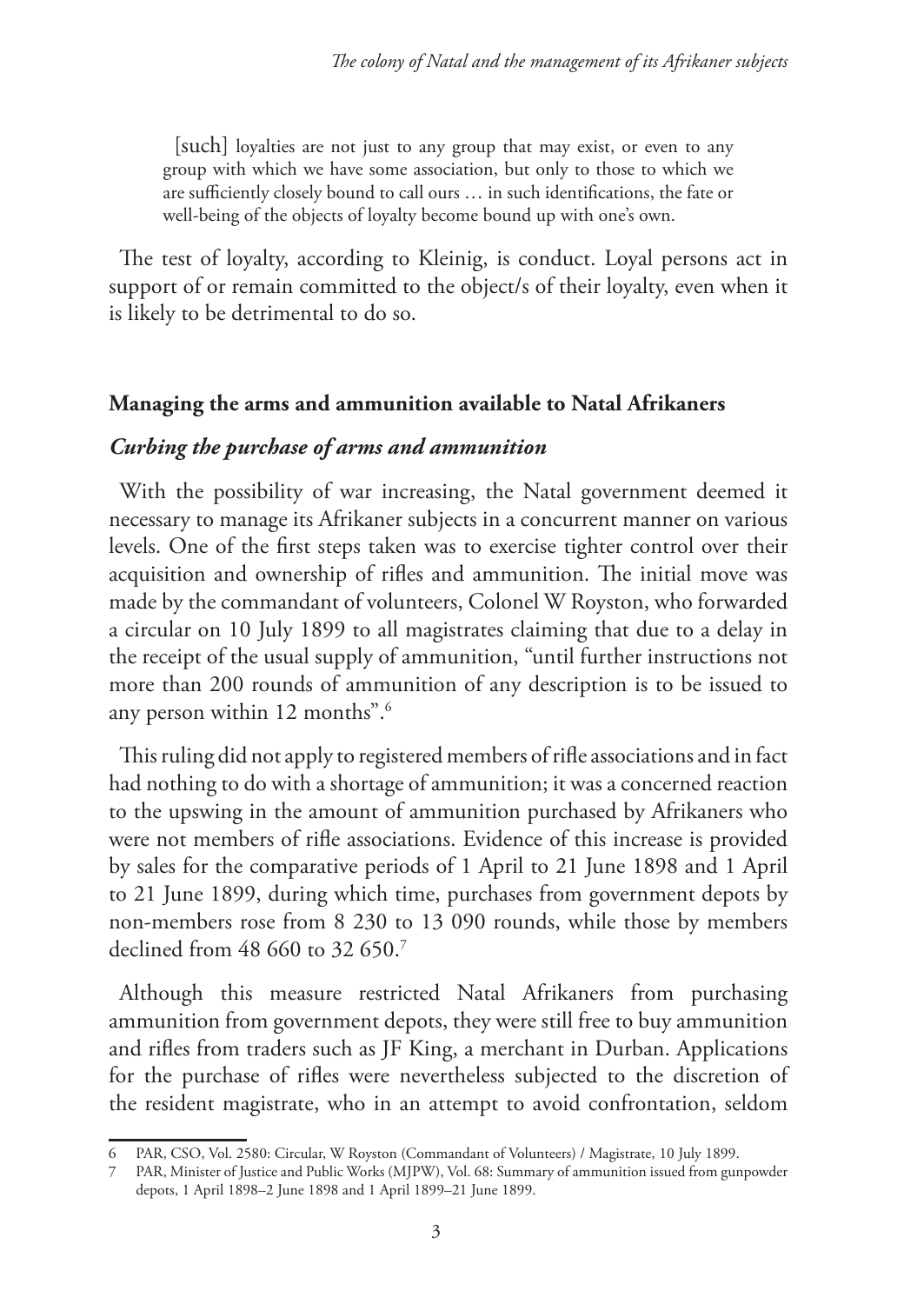> [such] loyalties are not just to any group that may exist, or even to any group with which we have some association, but only to those to which we are sufficiently closely bound to call ours … in such identifications, the fate or well-being of the objects of loyalty become bound up with one's own.

The test of loyalty, according to Kleinig, is conduct. Loyal persons act in support of or remain committed to the object/s of their loyalty, even when it is likely to be detrimental to do so.

## Managing the arms and ammunition available to Natal Afrikaners

### *Curbing the purchase of arms and ammunition*

With the possibility of war increasing, the Natal government deemed it necessary to manage its Afrikaner subjects in a concurrent manner on various levels. One of the first steps taken was to exercise tighter control over their acquisition and ownership of rifles and ammunition. The initial move was made by the commandant of volunteers, Colonel W Royston, who forwarded a circular on 10 July 1899 to all magistrates claiming that due to a delay in the receipt of the usual supply of ammunition, "until further instructions not more than 200 rounds of ammunition of any description is to be issued to any person within 12 months".[6]

This ruling did not apply to registered members of rifle associations and in fact had nothing to do with a shortage of ammunition; it was a concerned reaction to the upswing in the amount of ammunition purchased by Afrikaners who were not members of rifle associations. Evidence of this increase is provided by sales for the comparative periods of 1 April to 21 June 1898 and 1 April to 21 June 1899, during which time, purchases from government depots by non-members rose from 8 230 to 13 090 rounds, while those by members declined from 48 660 to 32 650.[7]

Although this measure restricted Natal Afrikaners from purchasing ammunition from government depots, they were still free to buy ammunition and rifles from traders such as JF King, a merchant in Durban. Applications for the purchase of rifles were nevertheless subjected to the discretion of the resident magistrate, who in an attempt to avoid confrontation, seldom

---

6 PAR, CSO, Vol. 2580: Circular, W Royston (Commandant of Volunteers) / Magistrate, 10 July 1899.

7 PAR, Minister of Justice and Public Works (MJPW), Vol. 68: Summary of ammunition issued from gunpowder depots, 1 April 1898–2 June 1898 and 1 April 1899–21 June 1899.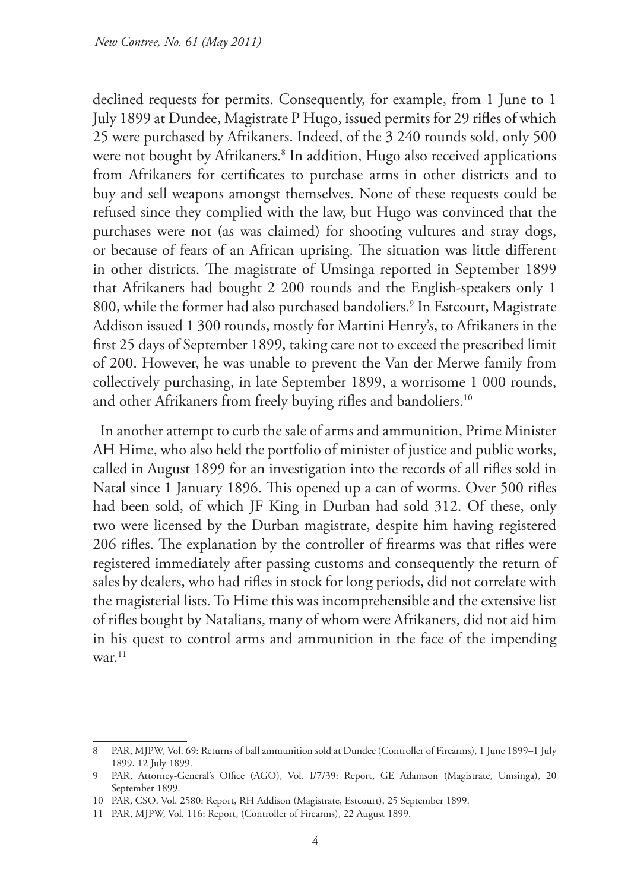declined requests for permits. Consequently, for example, from 1 June to 1 July 1899 at Dundee, Magistrate P Hugo, issued permits for 29 rifles of which 25 were purchased by Afrikaners. Indeed, of the 3 240 rounds sold, only 500 were not bought by Afrikaners.[8] In addition, Hugo also received applications from Afrikaners for certificates to purchase arms in other districts and to buy and sell weapons amongst themselves. None of these requests could be refused since they complied with the law, but Hugo was convinced that the purchases were not (as was claimed) for shooting vultures and stray dogs, or because of fears of an African uprising. The situation was little different in other districts. The magistrate of Umsinga reported in September 1899 that Afrikaners had bought 2 200 rounds and the English-speakers only 1 800, while the former had also purchased bandoliers.[9] In Estcourt, Magistrate Addison issued 1 300 rounds, mostly for Martini Henry's, to Afrikaners in the first 25 days of September 1899, taking care not to exceed the prescribed limit of 200. However, he was unable to prevent the Van der Merwe family from collectively purchasing, in late September 1899, a worrisome 1 000 rounds, and other Afrikaners from freely buying rifles and bandoliers.[10]

In another attempt to curb the sale of arms and ammunition, Prime Minister AH Hime, who also held the portfolio of minister of justice and public works, called in August 1899 for an investigation into the records of all rifles sold in Natal since 1 January 1896. This opened up a can of worms. Over 500 rifles had been sold, of which JF King in Durban had sold 312. Of these, only two were licensed by the Durban magistrate, despite him having registered 206 rifles. The explanation by the controller of firearms was that rifles were registered immediately after passing customs and consequently the return of sales by dealers, who had rifles in stock for long periods, did not correlate with the magisterial lists. To Hime this was incomprehensible and the extensive list of rifles bought by Natalians, many of whom were Afrikaners, did not aid him in his quest to control arms and ammunition in the face of the impending war.[11]

---

8 PAR, MJPW, Vol. 69: Returns of ball ammunition sold at Dundee (Controller of Firearms), 1 June 1899–1 July 1899, 12 July 1899.

9 PAR, Attorney-General's Office (AGO), Vol. I/7/39: Report, GE Adamson (Magistrate, Umsinga), 20 September 1899.

10 PAR, CSO. Vol. 2580: Report, RH Addison (Magistrate, Estcourt), 25 September 1899.

11 PAR, MJPW, Vol. 116: Report, (Controller of Firearms), 22 August 1899.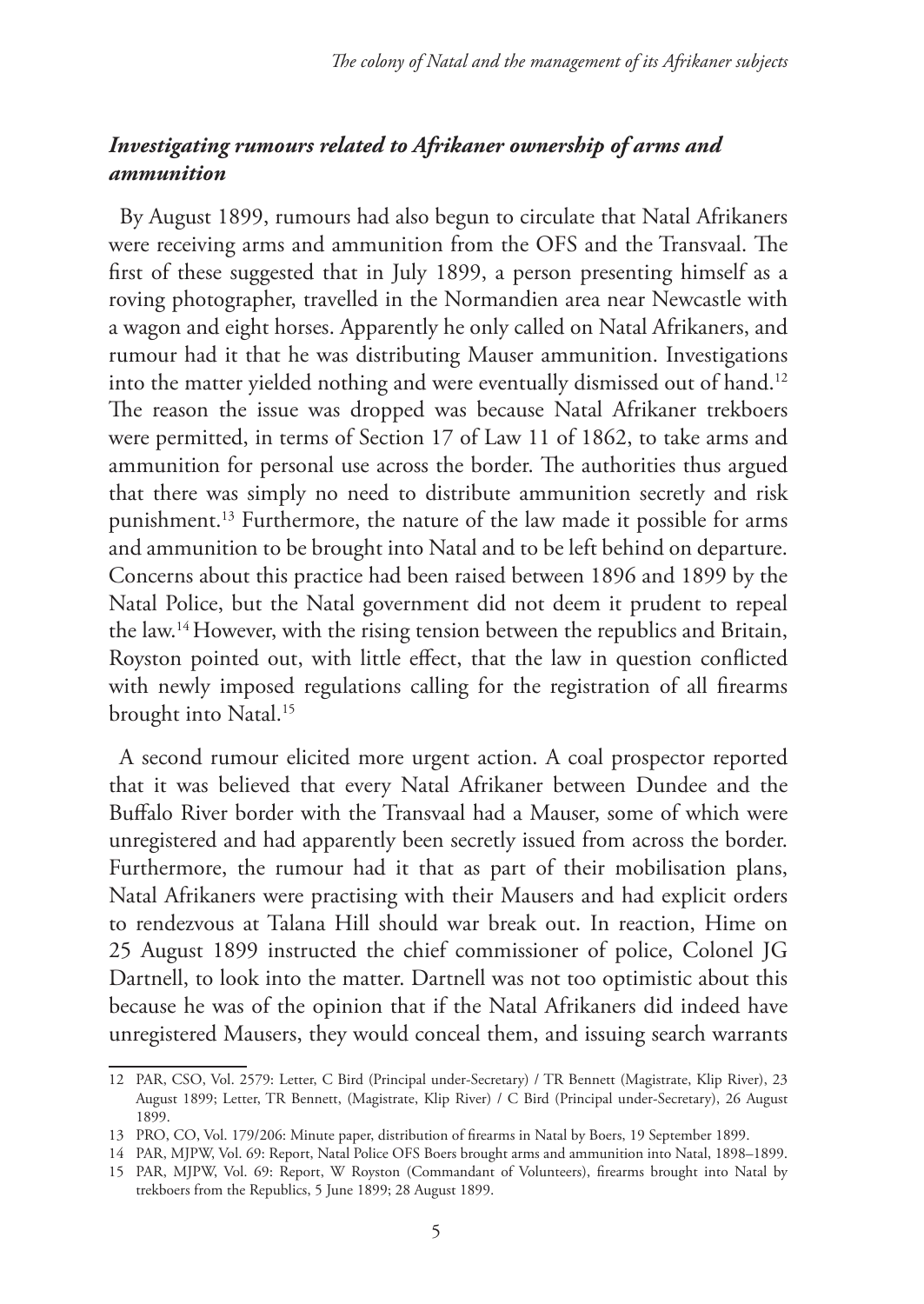### *Investigating rumours related to Afrikaner ownership of arms and ammunition*

By August 1899, rumours had also begun to circulate that Natal Afrikaners were receiving arms and ammunition from the OFS and the Transvaal. The first of these suggested that in July 1899, a person presenting himself as a roving photographer, travelled in the Normandien area near Newcastle with a wagon and eight horses. Apparently he only called on Natal Afrikaners, and rumour had it that he was distributing Mauser ammunition. Investigations into the matter yielded nothing and were eventually dismissed out of hand.[12] The reason the issue was dropped was because Natal Afrikaner trekboers were permitted, in terms of Section 17 of Law 11 of 1862, to take arms and ammunition for personal use across the border. The authorities thus argued that there was simply no need to distribute ammunition secretly and risk punishment.[13] Furthermore, the nature of the law made it possible for arms and ammunition to be brought into Natal and to be left behind on departure. Concerns about this practice had been raised between 1896 and 1899 by the Natal Police, but the Natal government did not deem it prudent to repeal the law.[14] However, with the rising tension between the republics and Britain, Royston pointed out, with little effect, that the law in question conflicted with newly imposed regulations calling for the registration of all firearms brought into Natal.[15]

A second rumour elicited more urgent action. A coal prospector reported that it was believed that every Natal Afrikaner between Dundee and the Buffalo River border with the Transvaal had a Mauser, some of which were unregistered and had apparently been secretly issued from across the border. Furthermore, the rumour had it that as part of their mobilisation plans, Natal Afrikaners were practising with their Mausers and had explicit orders to rendezvous at Talana Hill should war break out. In reaction, Hime on 25 August 1899 instructed the chief commissioner of police, Colonel JG Dartnell, to look into the matter. Dartnell was not too optimistic about this because he was of the opinion that if the Natal Afrikaners did indeed have unregistered Mausers, they would conceal them, and issuing search warrants

---

12 PAR, CSO, Vol. 2579: Letter, C Bird (Principal under-Secretary) / TR Bennett (Magistrate, Klip River), 23 August 1899; Letter, TR Bennett, (Magistrate, Klip River) / C Bird (Principal under-Secretary), 26 August 1899.

13 PRO, CO, Vol. 179/206: Minute paper, distribution of firearms in Natal by Boers, 19 September 1899.

14 PAR, MJPW, Vol. 69: Report, Natal Police OFS Boers brought arms and ammunition into Natal, 1898–1899.

15 PAR, MJPW, Vol. 69: Report, W Royston (Commandant of Volunteers), firearms brought into Natal by trekboers from the Republics, 5 June 1899; 28 August 1899.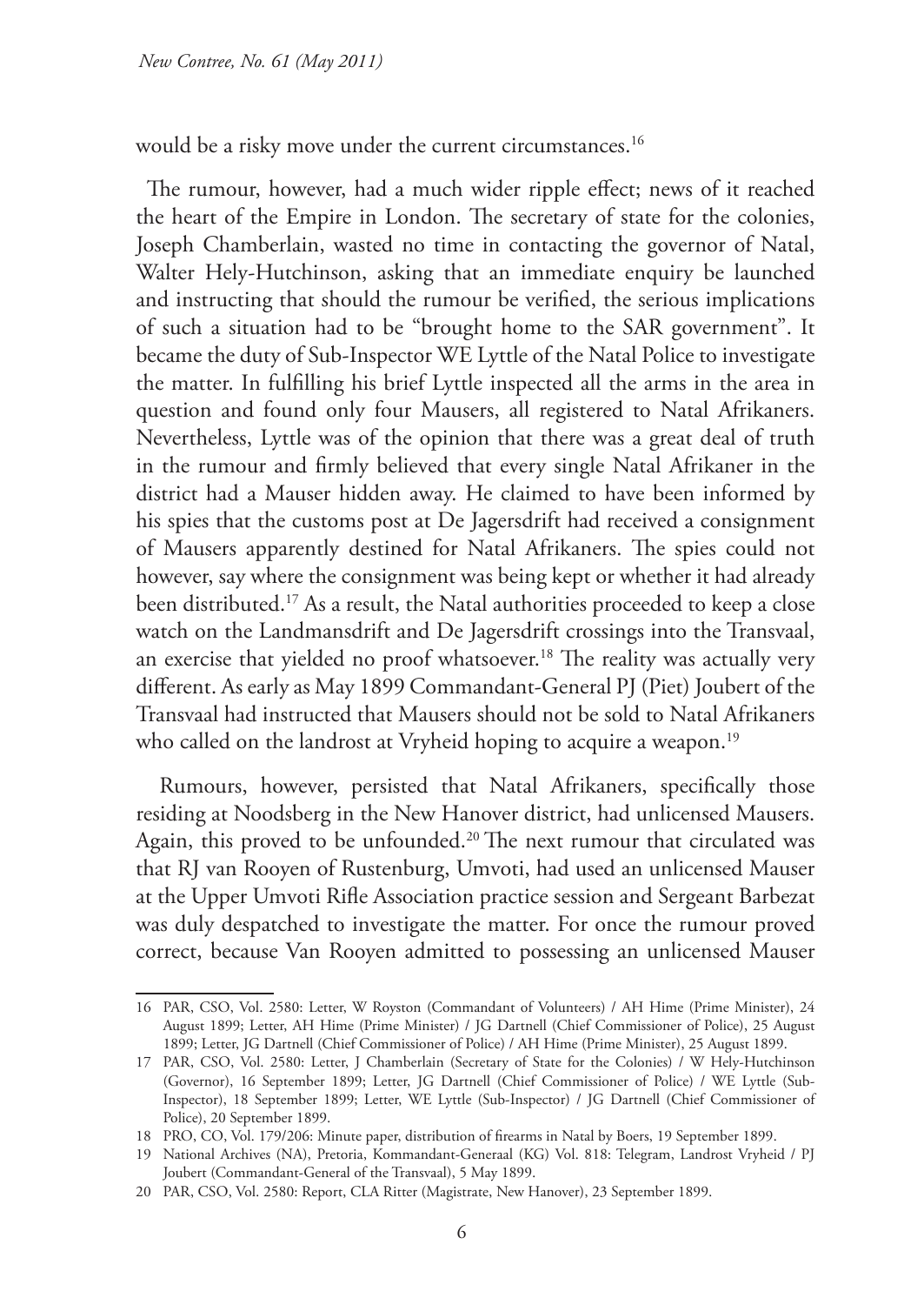would be a risky move under the current circumstances.[16]

The rumour, however, had a much wider ripple effect; news of it reached the heart of the Empire in London. The secretary of state for the colonies, Joseph Chamberlain, wasted no time in contacting the governor of Natal, Walter Hely-Hutchinson, asking that an immediate enquiry be launched and instructing that should the rumour be verified, the serious implications of such a situation had to be "brought home to the SAR government". It became the duty of Sub-Inspector WE Lyttle of the Natal Police to investigate the matter. In fulfilling his brief Lyttle inspected all the arms in the area in question and found only four Mausers, all registered to Natal Afrikaners. Nevertheless, Lyttle was of the opinion that there was a great deal of truth in the rumour and firmly believed that every single Natal Afrikaner in the district had a Mauser hidden away. He claimed to have been informed by his spies that the customs post at De Jagersdrift had received a consignment of Mausers apparently destined for Natal Afrikaners. The spies could not however, say where the consignment was being kept or whether it had already been distributed.[17] As a result, the Natal authorities proceeded to keep a close watch on the Landmansdrift and De Jagersdrift crossings into the Transvaal, an exercise that yielded no proof whatsoever.[18] The reality was actually very different. As early as May 1899 Commandant-General PJ (Piet) Joubert of the Transvaal had instructed that Mausers should not be sold to Natal Afrikaners who called on the landrost at Vryheid hoping to acquire a weapon.[19]

Rumours, however, persisted that Natal Afrikaners, specifically those residing at Noodsberg in the New Hanover district, had unlicensed Mausers. Again, this proved to be unfounded.[20] The next rumour that circulated was that RJ van Rooyen of Rustenburg, Umvoti, had used an unlicensed Mauser at the Upper Umvoti Rifle Association practice session and Sergeant Barbezat was duly despatched to investigate the matter. For once the rumour proved correct, because Van Rooyen admitted to possessing an unlicensed Mauser

---

16 PAR, CSO, Vol. 2580: Letter, W Royston (Commandant of Volunteers) / AH Hime (Prime Minister), 24 August 1899; Letter, AH Hime (Prime Minister) / JG Dartnell (Chief Commissioner of Police), 25 August 1899; Letter, JG Dartnell (Chief Commissioner of Police) / AH Hime (Prime Minister), 25 August 1899.

17 PAR, CSO, Vol. 2580: Letter, J Chamberlain (Secretary of State for the Colonies) / W Hely-Hutchinson (Governor), 16 September 1899; Letter, JG Dartnell (Chief Commissioner of Police) / WE Lyttle (Sub-Inspector), 18 September 1899; Letter, WE Lyttle (Sub-Inspector) / JG Dartnell (Chief Commissioner of Police), 20 September 1899.

18 PRO, CO, Vol. 179/206: Minute paper, distribution of firearms in Natal by Boers, 19 September 1899.

19 National Archives (NA), Pretoria, Kommandant-Generaal (KG) Vol. 818: Telegram, Landrost Vryheid / PJ Joubert (Commandant-General of the Transvaal), 5 May 1899.

20 PAR, CSO, Vol. 2580: Report, CLA Ritter (Magistrate, New Hanover), 23 September 1899.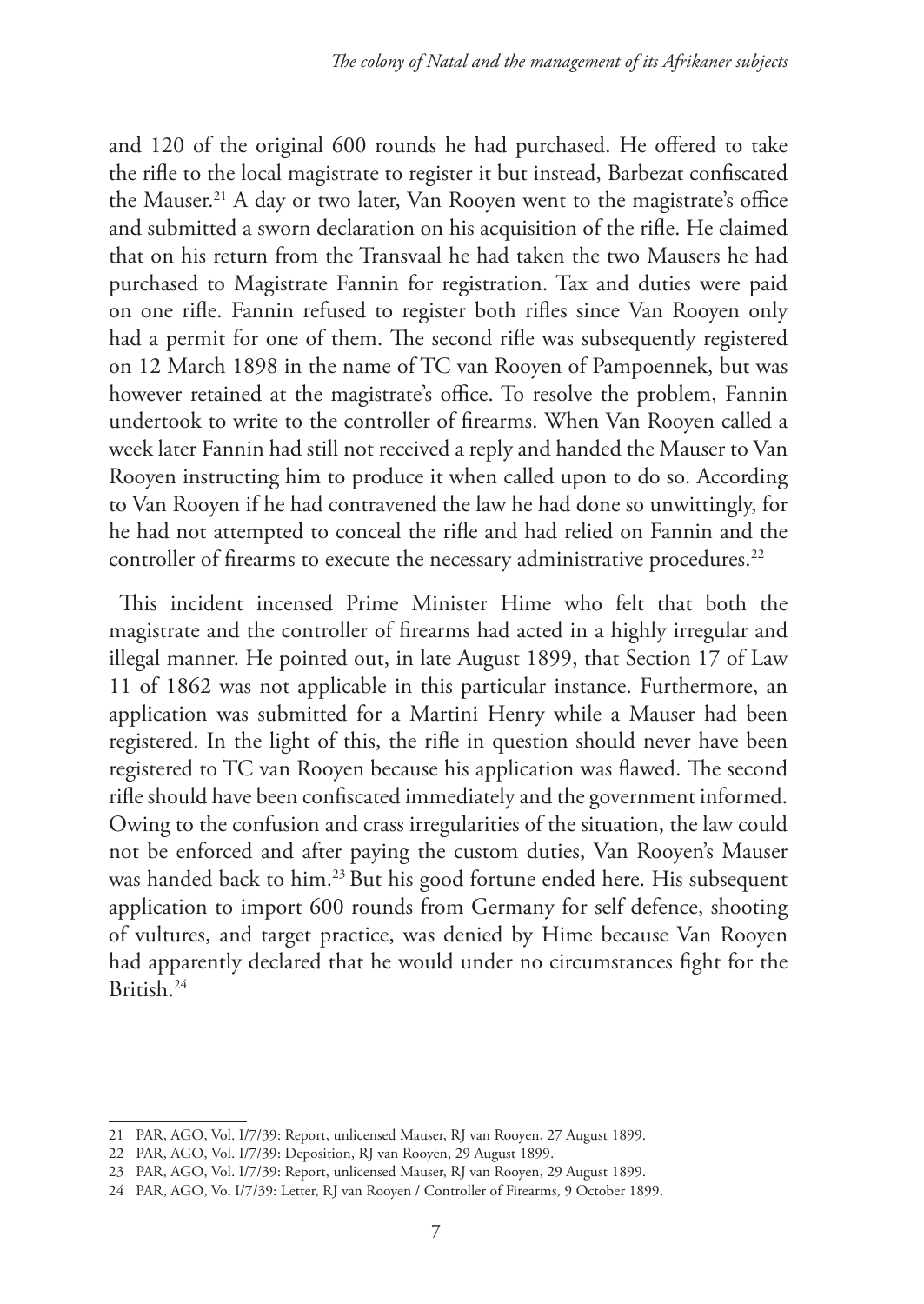and 120 of the original 600 rounds he had purchased. He offered to take the rifle to the local magistrate to register it but instead, Barbezat confiscated the Mauser.[21] A day or two later, Van Rooyen went to the magistrate's office and submitted a sworn declaration on his acquisition of the rifle. He claimed that on his return from the Transvaal he had taken the two Mausers he had purchased to Magistrate Fannin for registration. Tax and duties were paid on one rifle. Fannin refused to register both rifles since Van Rooyen only had a permit for one of them. The second rifle was subsequently registered on 12 March 1898 in the name of TC van Rooyen of Pampoennek, but was however retained at the magistrate's office. To resolve the problem, Fannin undertook to write to the controller of firearms. When Van Rooyen called a week later Fannin had still not received a reply and handed the Mauser to Van Rooyen instructing him to produce it when called upon to do so. According to Van Rooyen if he had contravened the law he had done so unwittingly, for he had not attempted to conceal the rifle and had relied on Fannin and the controller of firearms to execute the necessary administrative procedures.[22]

This incident incensed Prime Minister Hime who felt that both the magistrate and the controller of firearms had acted in a highly irregular and illegal manner. He pointed out, in late August 1899, that Section 17 of Law 11 of 1862 was not applicable in this particular instance. Furthermore, an application was submitted for a Martini Henry while a Mauser had been registered. In the light of this, the rifle in question should never have been registered to TC van Rooyen because his application was flawed. The second rifle should have been confiscated immediately and the government informed. Owing to the confusion and crass irregularities of the situation, the law could not be enforced and after paying the custom duties, Van Rooyen's Mauser was handed back to him.[23] But his good fortune ended here. His subsequent application to import 600 rounds from Germany for self defence, shooting of vultures, and target practice, was denied by Hime because Van Rooyen had apparently declared that he would under no circumstances fight for the British.[24]

---

21 PAR, AGO, Vol. I/7/39: Report, unlicensed Mauser, RJ van Rooyen, 27 August 1899.

22 PAR, AGO, Vol. I/7/39: Deposition, RJ van Rooyen, 29 August 1899.

23 PAR, AGO, Vol. I/7/39: Report, unlicensed Mauser, RJ van Rooyen, 29 August 1899.

24 PAR, AGO, Vo. I/7/39: Letter, RJ van Rooyen / Controller of Firearms, 9 October 1899.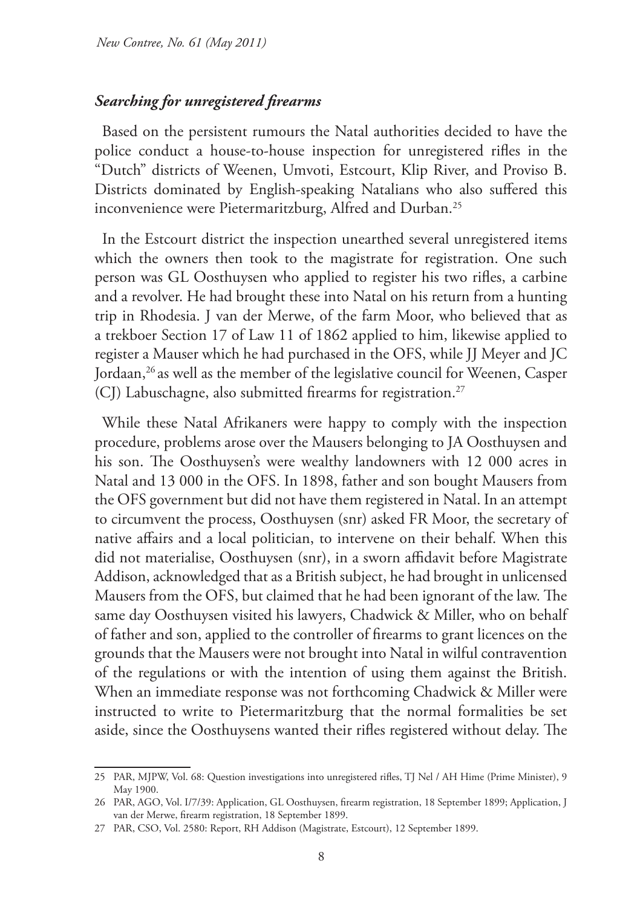### *Searching for unregistered firearms*

Based on the persistent rumours the Natal authorities decided to have the police conduct a house-to-house inspection for unregistered rifles in the "Dutch" districts of Weenen, Umvoti, Estcourt, Klip River, and Proviso B. Districts dominated by English-speaking Natalians who also suffered this inconvenience were Pietermaritzburg, Alfred and Durban.[25]

In the Estcourt district the inspection unearthed several unregistered items which the owners then took to the magistrate for registration. One such person was GL Oosthuysen who applied to register his two rifles, a carbine and a revolver. He had brought these into Natal on his return from a hunting trip in Rhodesia. J van der Merwe, of the farm Moor, who believed that as a trekboer Section 17 of Law 11 of 1862 applied to him, likewise applied to register a Mauser which he had purchased in the OFS, while JJ Meyer and JC Jordaan,[26] as well as the member of the legislative council for Weenen, Casper (CJ) Labuschagne, also submitted firearms for registration.[27]

While these Natal Afrikaners were happy to comply with the inspection procedure, problems arose over the Mausers belonging to JA Oosthuysen and his son. The Oosthuysen's were wealthy landowners with 12 000 acres in Natal and 13 000 in the OFS. In 1898, father and son bought Mausers from the OFS government but did not have them registered in Natal. In an attempt to circumvent the process, Oosthuysen (snr) asked FR Moor, the secretary of native affairs and a local politician, to intervene on their behalf. When this did not materialise, Oosthuysen (snr), in a sworn affidavit before Magistrate Addison, acknowledged that as a British subject, he had brought in unlicensed Mausers from the OFS, but claimed that he had been ignorant of the law. The same day Oosthuysen visited his lawyers, Chadwick & Miller, who on behalf of father and son, applied to the controller of firearms to grant licences on the grounds that the Mausers were not brought into Natal in wilful contravention of the regulations or with the intention of using them against the British. When an immediate response was not forthcoming Chadwick & Miller were instructed to write to Pietermaritzburg that the normal formalities be set aside, since the Oosthuysens wanted their rifles registered without delay. The

---

25 PAR, MJPW, Vol. 68: Question investigations into unregistered rifles, TJ Nel / AH Hime (Prime Minister), 9 May 1900.

26 PAR, AGO, Vol. I/7/39: Application, GL Oosthuysen, firearm registration, 18 September 1899; Application, J van der Merwe, firearm registration, 18 September 1899.

27 PAR, CSO, Vol. 2580: Report, RH Addison (Magistrate, Estcourt), 12 September 1899.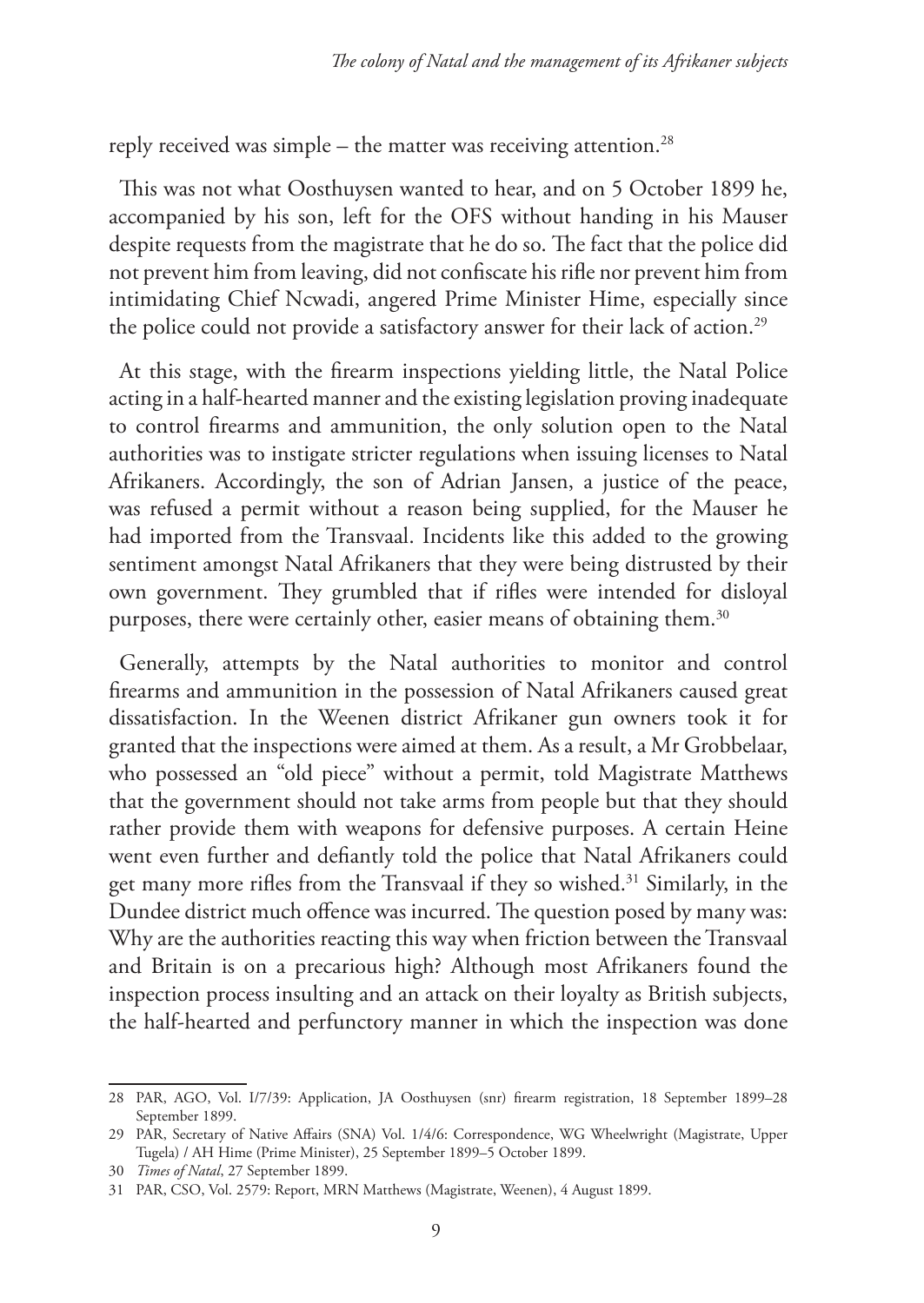reply received was simple – the matter was receiving attention.[28]

This was not what Oosthuysen wanted to hear, and on 5 October 1899 he, accompanied by his son, left for the OFS without handing in his Mauser despite requests from the magistrate that he do so. The fact that the police did not prevent him from leaving, did not confiscate his rifle nor prevent him from intimidating Chief Ncwadi, angered Prime Minister Hime, especially since the police could not provide a satisfactory answer for their lack of action.[29]

At this stage, with the firearm inspections yielding little, the Natal Police acting in a half-hearted manner and the existing legislation proving inadequate to control firearms and ammunition, the only solution open to the Natal authorities was to instigate stricter regulations when issuing licenses to Natal Afrikaners. Accordingly, the son of Adrian Jansen, a justice of the peace, was refused a permit without a reason being supplied, for the Mauser he had imported from the Transvaal. Incidents like this added to the growing sentiment amongst Natal Afrikaners that they were being distrusted by their own government. They grumbled that if rifles were intended for disloyal purposes, there were certainly other, easier means of obtaining them.[30]

Generally, attempts by the Natal authorities to monitor and control firearms and ammunition in the possession of Natal Afrikaners caused great dissatisfaction. In the Weenen district Afrikaner gun owners took it for granted that the inspections were aimed at them. As a result, a Mr Grobbelaar, who possessed an "old piece" without a permit, told Magistrate Matthews that the government should not take arms from people but that they should rather provide them with weapons for defensive purposes. A certain Heine went even further and defiantly told the police that Natal Afrikaners could get many more rifles from the Transvaal if they so wished.[31] Similarly, in the Dundee district much offence was incurred. The question posed by many was: Why are the authorities reacting this way when friction between the Transvaal and Britain is on a precarious high? Although most Afrikaners found the inspection process insulting and an attack on their loyalty as British subjects, the half-hearted and perfunctory manner in which the inspection was done

---

28 PAR, AGO, Vol. I/7/39: Application, JA Oosthuysen (snr) firearm registration, 18 September 1899–28 September 1899.

29 PAR, Secretary of Native Affairs (SNA) Vol. 1/4/6: Correspondence, WG Wheelwright (Magistrate, Upper Tugela) / AH Hime (Prime Minister), 25 September 1899–5 October 1899.

30 *Times of Natal*, 27 September 1899.

31 PAR, CSO, Vol. 2579: Report, MRN Matthews (Magistrate, Weenen), 4 August 1899.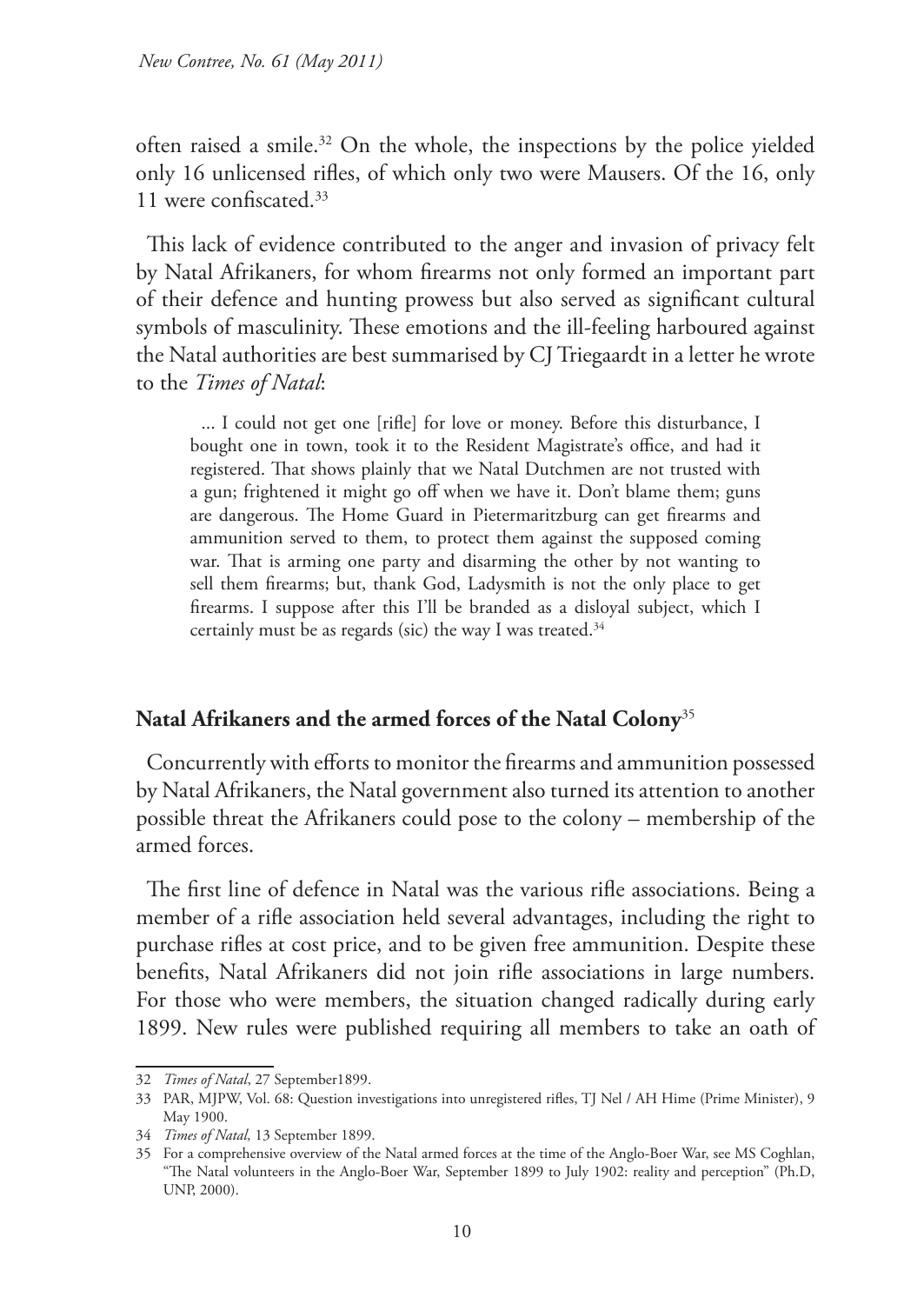often raised a smile.[32] On the whole, the inspections by the police yielded only 16 unlicensed rifles, of which only two were Mausers. Of the 16, only 11 were confiscated.[33]

This lack of evidence contributed to the anger and invasion of privacy felt by Natal Afrikaners, for whom firearms not only formed an important part of their defence and hunting prowess but also served as significant cultural symbols of masculinity. These emotions and the ill-feeling harboured against the Natal authorities are best summarised by CJ Triegaardt in a letter he wrote to the *Times of Natal*:

> ... I could not get one [rifle] for love or money. Before this disturbance, I bought one in town, took it to the Resident Magistrate's office, and had it registered. That shows plainly that we Natal Dutchmen are not trusted with a gun; frightened it might go off when we have it. Don't blame them; guns are dangerous. The Home Guard in Pietermaritzburg can get firearms and ammunition served to them, to protect them against the supposed coming war. That is arming one party and disarming the other by not wanting to sell them firearms; but, thank God, Ladysmith is not the only place to get firearms. I suppose after this I'll be branded as a disloyal subject, which I certainly must be as regards (sic) the way I was treated.[34]

## Natal Afrikaners and the armed forces of the Natal Colony[35]

Concurrently with efforts to monitor the firearms and ammunition possessed by Natal Afrikaners, the Natal government also turned its attention to another possible threat the Afrikaners could pose to the colony – membership of the armed forces.

The first line of defence in Natal was the various rifle associations. Being a member of a rifle association held several advantages, including the right to purchase rifles at cost price, and to be given free ammunition. Despite these benefits, Natal Afrikaners did not join rifle associations in large numbers. For those who were members, the situation changed radically during early 1899. New rules were published requiring all members to take an oath of

---

32 *Times of Natal*, 27 September1899.

33 PAR, MJPW, Vol. 68: Question investigations into unregistered rifles, TJ Nel / AH Hime (Prime Minister), 9 May 1900.

34 *Times of Natal,* 13 September 1899.

35 For a comprehensive overview of the Natal armed forces at the time of the Anglo-Boer War, see MS Coghlan, "The Natal volunteers in the Anglo-Boer War, September 1899 to July 1902: reality and perception" (Ph.D, UNP, 2000).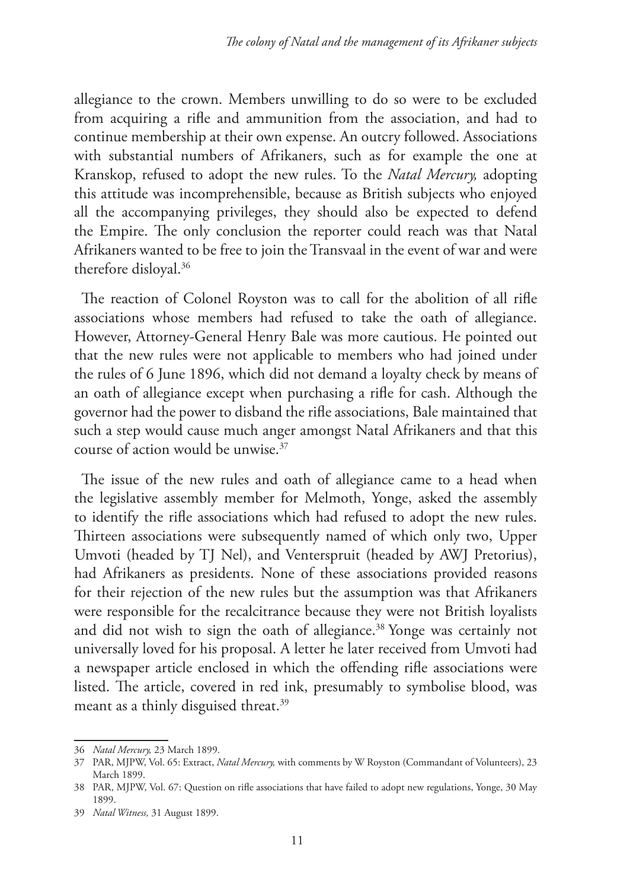allegiance to the crown. Members unwilling to do so were to be excluded from acquiring a rifle and ammunition from the association, and had to continue membership at their own expense. An outcry followed. Associations with substantial numbers of Afrikaners, such as for example the one at Kranskop, refused to adopt the new rules. To the *Natal Mercury,* adopting this attitude was incomprehensible, because as British subjects who enjoyed all the accompanying privileges, they should also be expected to defend the Empire. The only conclusion the reporter could reach was that Natal Afrikaners wanted to be free to join the Transvaal in the event of war and were therefore disloyal.[36]

The reaction of Colonel Royston was to call for the abolition of all rifle associations whose members had refused to take the oath of allegiance. However, Attorney-General Henry Bale was more cautious. He pointed out that the new rules were not applicable to members who had joined under the rules of 6 June 1896, which did not demand a loyalty check by means of an oath of allegiance except when purchasing a rifle for cash. Although the governor had the power to disband the rifle associations, Bale maintained that such a step would cause much anger amongst Natal Afrikaners and that this course of action would be unwise.[37]

The issue of the new rules and oath of allegiance came to a head when the legislative assembly member for Melmoth, Yonge, asked the assembly to identify the rifle associations which had refused to adopt the new rules. Thirteen associations were subsequently named of which only two, Upper Umvoti (headed by TJ Nel), and Venterspruit (headed by AWJ Pretorius), had Afrikaners as presidents. None of these associations provided reasons for their rejection of the new rules but the assumption was that Afrikaners were responsible for the recalcitrance because they were not British loyalists and did not wish to sign the oath of allegiance.[38] Yonge was certainly not universally loved for his proposal. A letter he later received from Umvoti had a newspaper article enclosed in which the offending rifle associations were listed. The article, covered in red ink, presumably to symbolise blood, was meant as a thinly disguised threat.[39]

---

36 *Natal Mercury,* 23 March 1899.

37 PAR, MJPW, Vol. 65: Extract, *Natal Mercury,* with comments by W Royston (Commandant of Volunteers), 23 March 1899.

38 PAR, MJPW, Vol. 67: Question on rifle associations that have failed to adopt new regulations, Yonge, 30 May 1899.

39 *Natal Witness,* 31 August 1899.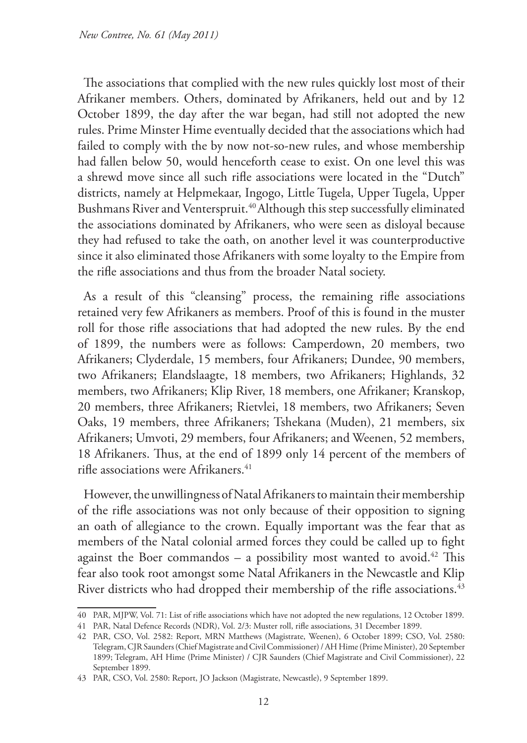The associations that complied with the new rules quickly lost most of their Afrikaner members. Others, dominated by Afrikaners, held out and by 12 October 1899, the day after the war began, had still not adopted the new rules. Prime Minster Hime eventually decided that the associations which had failed to comply with the by now not-so-new rules, and whose membership had fallen below 50, would henceforth cease to exist. On one level this was a shrewd move since all such rifle associations were located in the "Dutch" districts, namely at Helpmekaar, Ingogo, Little Tugela, Upper Tugela, Upper Bushmans River and Venterspruit.[40] Although this step successfully eliminated the associations dominated by Afrikaners, who were seen as disloyal because they had refused to take the oath, on another level it was counterproductive since it also eliminated those Afrikaners with some loyalty to the Empire from the rifle associations and thus from the broader Natal society.

As a result of this "cleansing" process, the remaining rifle associations retained very few Afrikaners as members. Proof of this is found in the muster roll for those rifle associations that had adopted the new rules. By the end of 1899, the numbers were as follows: Camperdown, 20 members, two Afrikaners; Clyderdale, 15 members, four Afrikaners; Dundee, 90 members, two Afrikaners; Elandslaagte, 18 members, two Afrikaners; Highlands, 32 members, two Afrikaners; Klip River, 18 members, one Afrikaner; Kranskop, 20 members, three Afrikaners; Rietvlei, 18 members, two Afrikaners; Seven Oaks, 19 members, three Afrikaners; Tshekana (Muden), 21 members, six Afrikaners; Umvoti, 29 members, four Afrikaners; and Weenen, 52 members, 18 Afrikaners. Thus, at the end of 1899 only 14 percent of the members of rifle associations were Afrikaners.[41]

However, the unwillingness of Natal Afrikaners to maintain their membership of the rifle associations was not only because of their opposition to signing an oath of allegiance to the crown. Equally important was the fear that as members of the Natal colonial armed forces they could be called up to fight against the Boer commandos – a possibility most wanted to avoid.[42] This fear also took root amongst some Natal Afrikaners in the Newcastle and Klip River districts who had dropped their membership of the rifle associations.[43]

---

40 PAR, MJPW, Vol. 71: List of rifle associations which have not adopted the new regulations, 12 October 1899.

41 PAR, Natal Defence Records (NDR), Vol. 2/3: Muster roll, rifle associations, 31 December 1899.

42 PAR, CSO, Vol. 2582: Report, MRN Matthews (Magistrate, Weenen), 6 October 1899; CSO, Vol. 2580: Telegram, CJR Saunders (Chief Magistrate and Civil Commissioner) / AH Hime (Prime Minister), 20 September 1899; Telegram, AH Hime (Prime Minister) / CJR Saunders (Chief Magistrate and Civil Commissioner), 22 September 1899.

43 PAR, CSO, Vol. 2580: Report, JO Jackson (Magistrate, Newcastle), 9 September 1899.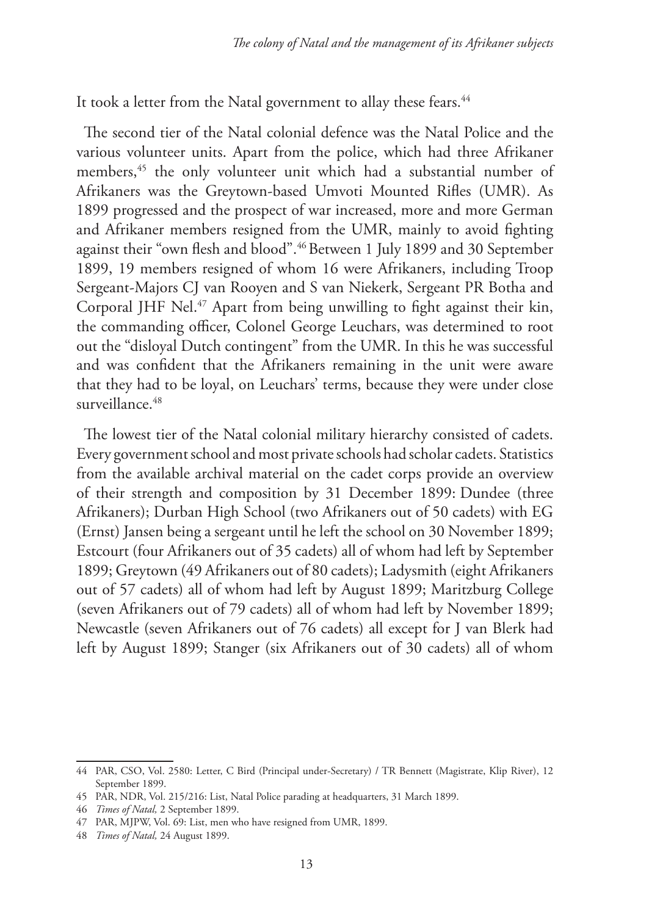It took a letter from the Natal government to allay these fears.[44]

The second tier of the Natal colonial defence was the Natal Police and the various volunteer units. Apart from the police, which had three Afrikaner members,[45] the only volunteer unit which had a substantial number of Afrikaners was the Greytown-based Umvoti Mounted Rifles (UMR). As 1899 progressed and the prospect of war increased, more and more German and Afrikaner members resigned from the UMR, mainly to avoid fighting against their "own flesh and blood".[46] Between 1 July 1899 and 30 September 1899, 19 members resigned of whom 16 were Afrikaners, including Troop Sergeant-Majors CJ van Rooyen and S van Niekerk, Sergeant PR Botha and Corporal JHF Nel.[47] Apart from being unwilling to fight against their kin, the commanding officer, Colonel George Leuchars, was determined to root out the "disloyal Dutch contingent" from the UMR. In this he was successful and was confident that the Afrikaners remaining in the unit were aware that they had to be loyal, on Leuchars' terms, because they were under close surveillance.[48]

The lowest tier of the Natal colonial military hierarchy consisted of cadets. Every government school and most private schools had scholar cadets. Statistics from the available archival material on the cadet corps provide an overview of their strength and composition by 31 December 1899: Dundee (three Afrikaners); Durban High School (two Afrikaners out of 50 cadets) with EG (Ernst) Jansen being a sergeant until he left the school on 30 November 1899; Estcourt (four Afrikaners out of 35 cadets) all of whom had left by September 1899; Greytown (49 Afrikaners out of 80 cadets); Ladysmith (eight Afrikaners out of 57 cadets) all of whom had left by August 1899; Maritzburg College (seven Afrikaners out of 79 cadets) all of whom had left by November 1899; Newcastle (seven Afrikaners out of 76 cadets) all except for J van Blerk had left by August 1899; Stanger (six Afrikaners out of 30 cadets) all of whom

---

44 PAR, CSO, Vol. 2580: Letter, C Bird (Principal under-Secretary) / TR Bennett (Magistrate, Klip River), 12 September 1899.

45 PAR, NDR, Vol. 215/216: List, Natal Police parading at headquarters, 31 March 1899.

46 *Times of Natal,* 2 September 1899.

47 PAR, MJPW, Vol. 69: List, men who have resigned from UMR, 1899.

48 *Times of Natal,* 24 August 1899.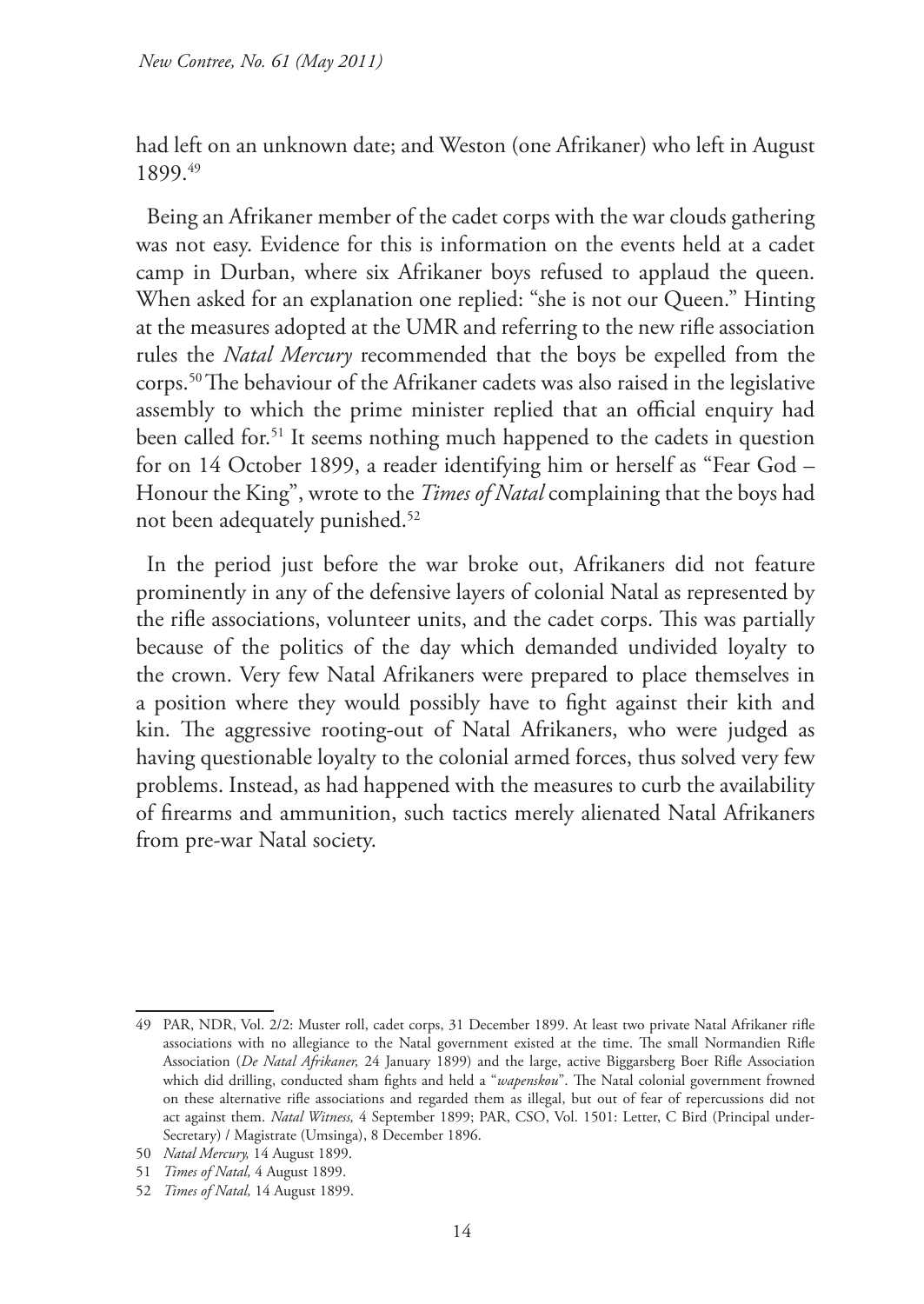had left on an unknown date; and Weston (one Afrikaner) who left in August 1899.[49]

Being an Afrikaner member of the cadet corps with the war clouds gathering was not easy. Evidence for this is information on the events held at a cadet camp in Durban, where six Afrikaner boys refused to applaud the queen. When asked for an explanation one replied: "she is not our Queen." Hinting at the measures adopted at the UMR and referring to the new rifle association rules the *Natal Mercury* recommended that the boys be expelled from the corps.[50] The behaviour of the Afrikaner cadets was also raised in the legislative assembly to which the prime minister replied that an official enquiry had been called for.[51] It seems nothing much happened to the cadets in question for on 14 October 1899, a reader identifying him or herself as "Fear God – Honour the King", wrote to the *Times of Natal* complaining that the boys had not been adequately punished.[52]

In the period just before the war broke out, Afrikaners did not feature prominently in any of the defensive layers of colonial Natal as represented by the rifle associations, volunteer units, and the cadet corps. This was partially because of the politics of the day which demanded undivided loyalty to the crown. Very few Natal Afrikaners were prepared to place themselves in a position where they would possibly have to fight against their kith and kin. The aggressive rooting-out of Natal Afrikaners, who were judged as having questionable loyalty to the colonial armed forces, thus solved very few problems. Instead, as had happened with the measures to curb the availability of firearms and ammunition, such tactics merely alienated Natal Afrikaners from pre-war Natal society.

---

49 PAR, NDR, Vol. 2/2: Muster roll, cadet corps, 31 December 1899. At least two private Natal Afrikaner rifle associations with no allegiance to the Natal government existed at the time. The small Normandien Rifle Association (*De Natal Afrikaner,* 24 January 1899) and the large, active Biggarsberg Boer Rifle Association which did drilling, conducted sham fights and held a "*wapenskou*". The Natal colonial government frowned on these alternative rifle associations and regarded them as illegal, but out of fear of repercussions did not act against them. *Natal Witness,* 4 September 1899; PAR, CSO, Vol. 1501: Letter, C Bird (Principal under-Secretary) / Magistrate (Umsinga), 8 December 1896.

50 *Natal Mercury,* 14 August 1899.

51 *Times of Natal,* 4 August 1899.

52 *Times of Natal,* 14 August 1899.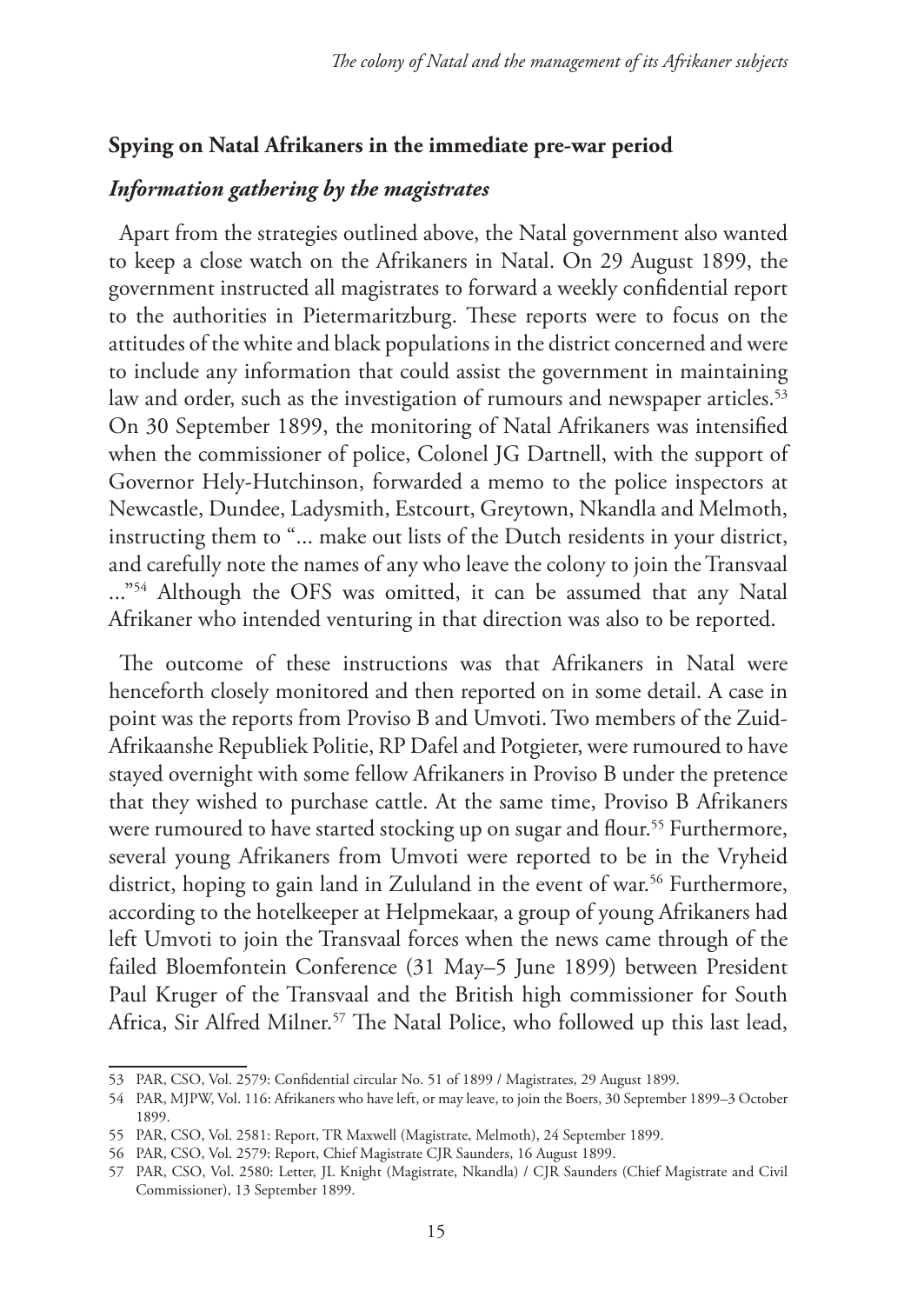## Spying on Natal Afrikaners in the immediate pre-war period

### *Information gathering by the magistrates*

Apart from the strategies outlined above, the Natal government also wanted to keep a close watch on the Afrikaners in Natal. On 29 August 1899, the government instructed all magistrates to forward a weekly confidential report to the authorities in Pietermaritzburg. These reports were to focus on the attitudes of the white and black populations in the district concerned and were to include any information that could assist the government in maintaining law and order, such as the investigation of rumours and newspaper articles.[53] On 30 September 1899, the monitoring of Natal Afrikaners was intensified when the commissioner of police, Colonel JG Dartnell, with the support of Governor Hely-Hutchinson, forwarded a memo to the police inspectors at Newcastle, Dundee, Ladysmith, Estcourt, Greytown, Nkandla and Melmoth, instructing them to "... make out lists of the Dutch residents in your district, and carefully note the names of any who leave the colony to join the Transvaal ..."[54] Although the OFS was omitted, it can be assumed that any Natal Afrikaner who intended venturing in that direction was also to be reported.

The outcome of these instructions was that Afrikaners in Natal were henceforth closely monitored and then reported on in some detail. A case in point was the reports from Proviso B and Umvoti. Two members of the Zuid-Afrikaansche Republiek Politie, RP Dafel and Potgieter, were rumoured to have stayed overnight with some fellow Afrikaners in Proviso B under the pretence that they wished to purchase cattle. At the same time, Proviso B Afrikaners were rumoured to have started stocking up on sugar and flour.[55] Furthermore, several young Afrikaners from Umvoti were reported to be in the Vryheid district, hoping to gain land in Zululand in the event of war.[56] Furthermore, according to the hotelkeeper at Helpmekaar, a group of young Afrikaners had left Umvoti to join the Transvaal forces when the news came through of the failed Bloemfontein Conference (31 May–5 June 1899) between President Paul Kruger of the Transvaal and the British high commissioner for South Africa, Sir Alfred Milner.[57] The Natal Police, who followed up this last lead,

---

53 PAR, CSO, Vol. 2579: Confidential circular No. 51 of 1899 / Magistrates, 29 August 1899.

54 PAR, MJPW, Vol. 116: Afrikaners who have left, or may leave, to join the Boers, 30 September 1899–3 October 1899.

55 PAR, CSO, Vol. 2581: Report, TR Maxwell (Magistrate, Melmoth), 24 September 1899.

56 PAR, CSO, Vol. 2579: Report, Chief Magistrate CJR Saunders, 16 August 1899.

57 PAR, CSO, Vol. 2580: Letter, JL Knight (Magistrate, Nkandla) / CJR Saunders (Chief Magistrate and Civil Commissioner), 13 September 1899.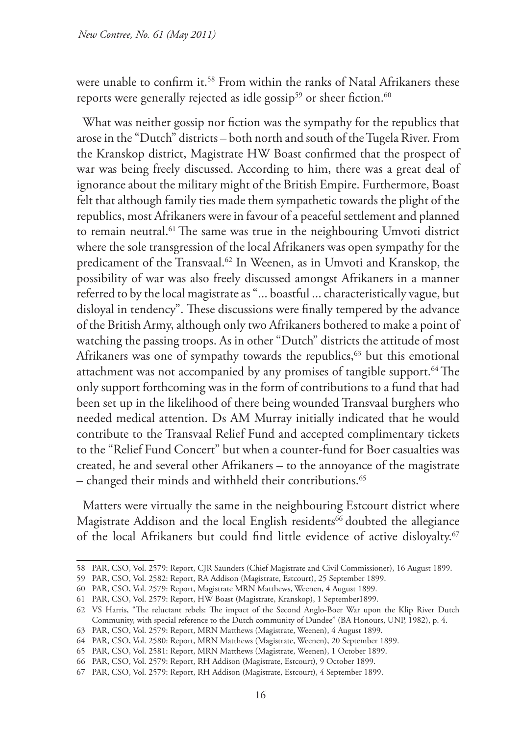were unable to confirm it.[58] From within the ranks of Natal Afrikaners these reports were generally rejected as idle gossip[59] or sheer fiction.[60]

What was neither gossip nor fiction was the sympathy for the republics that arose in the "Dutch" districts – both north and south of the Tugela River. From the Kranskop district, Magistrate HW Boast confirmed that the prospect of war was being freely discussed. According to him, there was a great deal of ignorance about the military might of the British Empire. Furthermore, Boast felt that although family ties made them sympathetic towards the plight of the republics, most Afrikaners were in favour of a peaceful settlement and planned to remain neutral.[61] The same was true in the neighbouring Umvoti district where the sole transgression of the local Afrikaners was open sympathy for the predicament of the Transvaal.[62] In Weenen, as in Umvoti and Kranskop, the possibility of war was also freely discussed amongst Afrikaners in a manner referred to by the local magistrate as "... boastful ... characteristically vague, but disloyal in tendency". These discussions were finally tempered by the advance of the British Army, although only two Afrikaners bothered to make a point of watching the passing troops. As in other "Dutch" districts the attitude of most Afrikaners was one of sympathy towards the republics,[63] but this emotional attachment was not accompanied by any promises of tangible support.[64] The only support forthcoming was in the form of contributions to a fund that had been set up in the likelihood of there being wounded Transvaal burghers who needed medical attention. Ds AM Murray initially indicated that he would contribute to the Transvaal Relief Fund and accepted complimentary tickets to the "Relief Fund Concert" but when a counter-fund for Boer casualties was created, he and several other Afrikaners – to the annoyance of the magistrate – changed their minds and withheld their contributions.[65]

Matters were virtually the same in the neighbouring Estcourt district where Magistrate Addison and the local English residents[66] doubted the allegiance of the local Afrikaners but could find little evidence of active disloyalty.[67]

---

58 PAR, CSO, Vol. 2579: Report, CJR Saunders (Chief Magistrate and Civil Commissioner), 16 August 1899.

59 PAR, CSO, Vol. 2582: Report, RA Addison (Magistrate, Estcourt), 25 September 1899.

60 PAR, CSO, Vol. 2579: Report, Magistrate MRN Matthews, Weenen, 4 August 1899.

61 PAR, CSO, Vol. 2579: Report, HW Boast (Magistrate, Kranskop), 1 September1899.

62 VS Harris, "The reluctant rebels: The impact of the Second Anglo-Boer War upon the Klip River Dutch Community, with special reference to the Dutch community of Dundee" (BA Honours, UNP, 1982), p. 4.

63 PAR, CSO, Vol. 2579: Report, MRN Matthews (Magistrate, Weenen), 4 August 1899.

64 PAR, CSO, Vol. 2580: Report, MRN Matthews (Magistrate, Weenen), 20 September 1899.

65 PAR, CSO, Vol. 2581: Report, MRN Matthews (Magistrate, Weenen), 1 October 1899.

66 PAR, CSO, Vol. 2579: Report, RH Addison (Magistrate, Estcourt), 9 October 1899.

67 PAR, CSO, Vol. 2579: Report, RH Addison (Magistrate, Estcourt), 4 September 1899.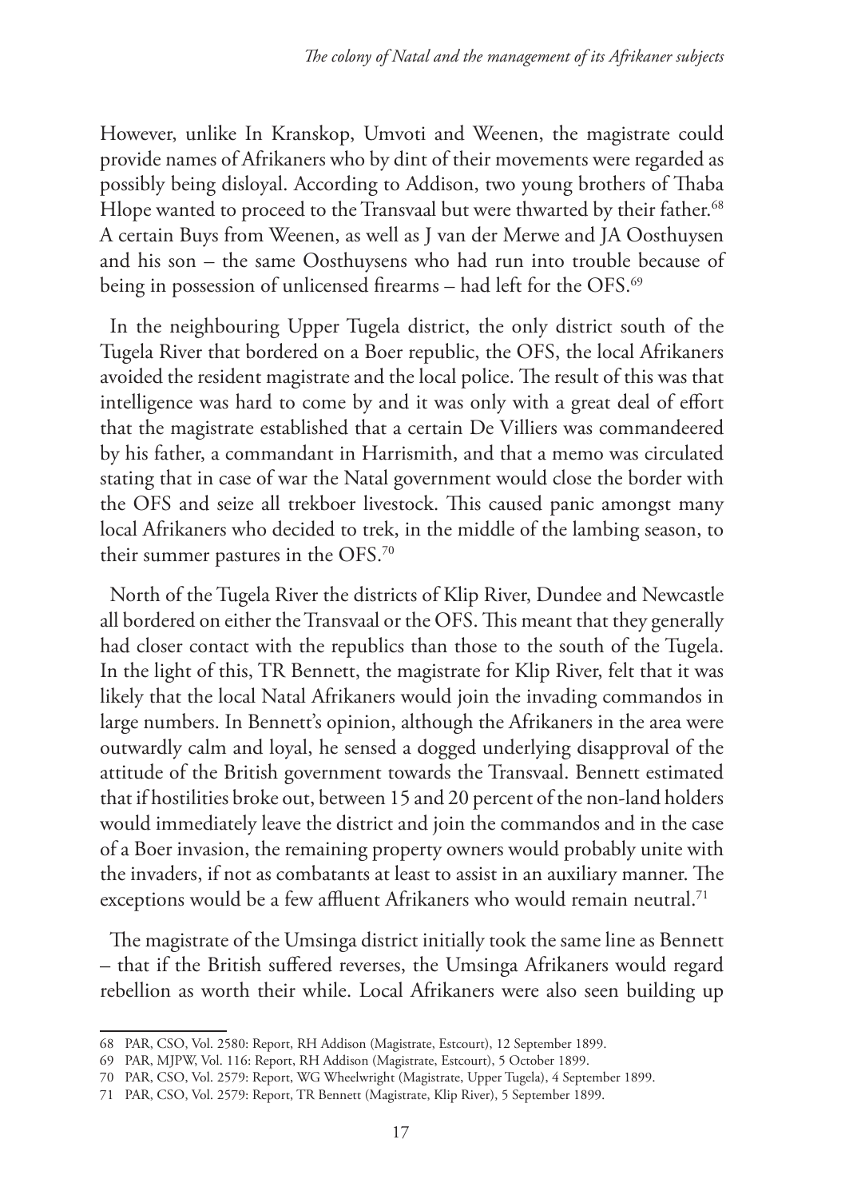However, unlike In Kranskop, Umvoti and Weenen, the magistrate could provide names of Afrikaners who by dint of their movements were regarded as possibly being disloyal. According to Addison, two young brothers of Thaba Hlope wanted to proceed to the Transvaal but were thwarted by their father.[68] A certain Buys from Weenen, as well as J van der Merwe and JA Oosthuysen and his son – the same Oosthuysens who had run into trouble because of being in possession of unlicensed firearms – had left for the OFS.[69]

In the neighbouring Upper Tugela district, the only district south of the Tugela River that bordered on a Boer republic, the OFS, the local Afrikaners avoided the resident magistrate and the local police. The result of this was that intelligence was hard to come by and it was only with a great deal of effort that the magistrate established that a certain De Villiers was commandeered by his father, a commandant in Harrismith, and that a memo was circulated stating that in case of war the Natal government would close the border with the OFS and seize all trekboer livestock. This caused panic amongst many local Afrikaners who decided to trek, in the middle of the lambing season, to their summer pastures in the OFS.[70]

North of the Tugela River the districts of Klip River, Dundee and Newcastle all bordered on either the Transvaal or the OFS. This meant that they generally had closer contact with the republics than those to the south of the Tugela. In the light of this, TR Bennett, the magistrate for Klip River, felt that it was likely that the local Natal Afrikaners would join the invading commandos in large numbers. In Bennett's opinion, although the Afrikaners in the area were outwardly calm and loyal, he sensed a dogged underlying disapproval of the attitude of the British government towards the Transvaal. Bennett estimated that if hostilities broke out, between 15 and 20 percent of the non-land holders would immediately leave the district and join the commandos and in the case of a Boer invasion, the remaining property owners would probably unite with the invaders, if not as combatants at least to assist in an auxiliary manner. The exceptions would be a few affluent Afrikaners who would remain neutral.[71]

The magistrate of the Umsinga district initially took the same line as Bennett – that if the British suffered reverses, the Umsinga Afrikaners would regard rebellion as worth their while. Local Afrikaners were also seen building up

---

68 PAR, CSO, Vol. 2580: Report, RH Addison (Magistrate, Estcourt), 12 September 1899.

69 PAR, MJPW, Vol. 116: Report, RH Addison (Magistrate, Estcourt), 5 October 1899.

70 PAR, CSO, Vol. 2579: Report, WG Wheelwright (Magistrate, Upper Tugela), 4 September 1899.

71 PAR, CSO, Vol. 2579: Report, TR Bennett (Magistrate, Klip River), 5 September 1899.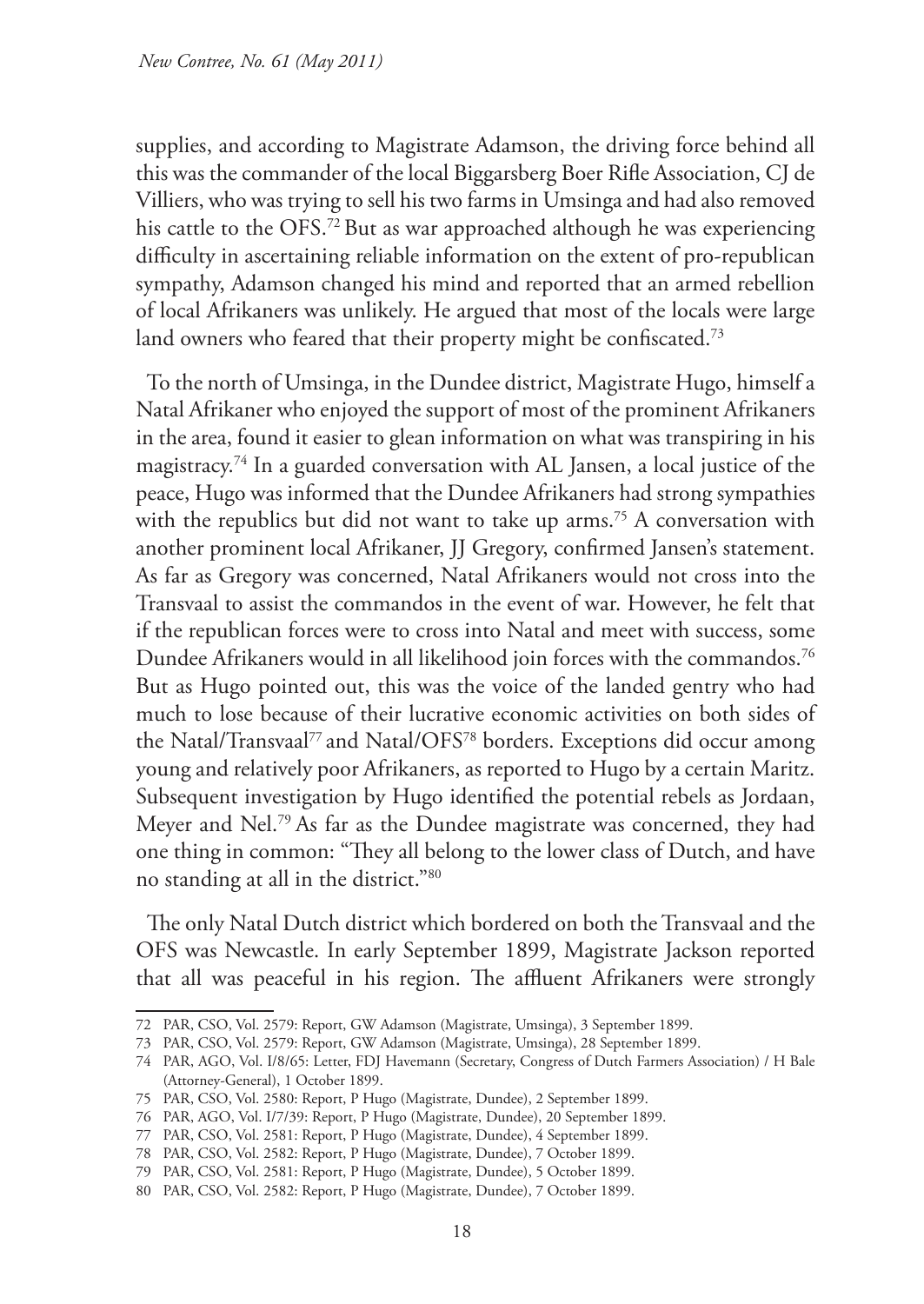supplies, and according to Magistrate Adamson, the driving force behind all this was the commander of the local Biggarsberg Boer Rifle Association, CJ de Villiers, who was trying to sell his two farms in Umsinga and had also removed his cattle to the OFS.[72] But as war approached although he was experiencing difficulty in ascertaining reliable information on the extent of pro-republican sympathy, Adamson changed his mind and reported that an armed rebellion of local Afrikaners was unlikely. He argued that most of the locals were large land owners who feared that their property might be confiscated.[73]

To the north of Umsinga, in the Dundee district, Magistrate Hugo, himself a Natal Afrikaner who enjoyed the support of most of the prominent Afrikaners in the area, found it easier to glean information on what was transpiring in his magistracy.[74] In a guarded conversation with AL Jansen, a local justice of the peace, Hugo was informed that the Dundee Afrikaners had strong sympathies with the republics but did not want to take up arms.[75] A conversation with another prominent local Afrikaner, JJ Gregory, confirmed Jansen's statement. As far as Gregory was concerned, Natal Afrikaners would not cross into the Transvaal to assist the commandos in the event of war. However, he felt that if the republican forces were to cross into Natal and meet with success, some Dundee Afrikaners would in all likelihood join forces with the commandos.[76] But as Hugo pointed out, this was the voice of the landed gentry who had much to lose because of their lucrative economic activities on both sides of the Natal/Transvaal[77] and Natal/OFS[78] borders. Exceptions did occur among young and relatively poor Afrikaners, as reported to Hugo by a certain Maritz. Subsequent investigation by Hugo identified the potential rebels as Jordaan, Meyer and Nel.[79] As far as the Dundee magistrate was concerned, they had one thing in common: "They all belong to the lower class of Dutch, and have no standing at all in the district."[80]

The only Natal Dutch district which bordered on both the Transvaal and the OFS was Newcastle. In early September 1899, Magistrate Jackson reported that all was peaceful in his region. The affluent Afrikaners were strongly

---

72 PAR, CSO, Vol. 2579: Report, GW Adamson (Magistrate, Umsinga), 3 September 1899.

73 PAR, CSO, Vol. 2579: Report, GW Adamson (Magistrate, Umsinga), 28 September 1899.

74 PAR, AGO, Vol. I/8/65: Letter, FDJ Havemann (Secretary, Congress of Dutch Farmers Association) / H Bale (Attorney-General), 1 October 1899.

75 PAR, CSO, Vol. 2580: Report, P Hugo (Magistrate, Dundee), 2 September 1899.

76 PAR, AGO, Vol. I/7/39: Report, P Hugo (Magistrate, Dundee), 20 September 1899.

77 PAR, CSO, Vol. 2581: Report, P Hugo (Magistrate, Dundee), 4 September 1899.

78 PAR, CSO, Vol. 2582: Report, P Hugo (Magistrate, Dundee), 7 October 1899.

79 PAR, CSO, Vol. 2581: Report, P Hugo (Magistrate, Dundee), 5 October 1899.

80 PAR, CSO, Vol. 2582: Report, P Hugo (Magistrate, Dundee), 7 October 1899.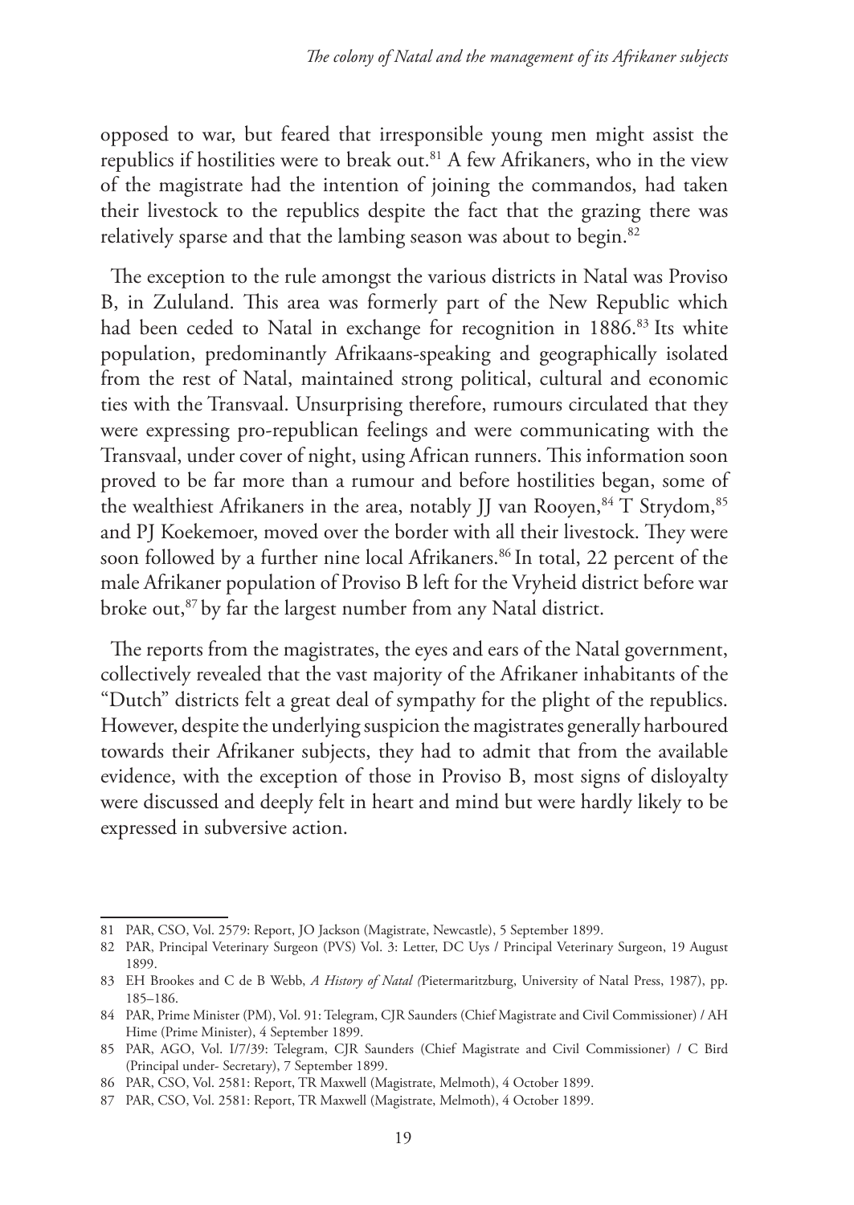opposed to war, but feared that irresponsible young men might assist the republics if hostilities were to break out.[81] A few Afrikaners, who in the view of the magistrate had the intention of joining the commandos, had taken their livestock to the republics despite the fact that the grazing there was relatively sparse and that the lambing season was about to begin.[82]

The exception to the rule amongst the various districts in Natal was Proviso B, in Zululand. This area was formerly part of the New Republic which had been ceded to Natal in exchange for recognition in 1886.[83] Its white population, predominantly Afrikaans-speaking and geographically isolated from the rest of Natal, maintained strong political, cultural and economic ties with the Transvaal. Unsurprising therefore, rumours circulated that they were expressing pro-republican feelings and were communicating with the Transvaal, under cover of night, using African runners. This information soon proved to be far more than a rumour and before hostilities began, some of the wealthiest Afrikaners in the area, notably JJ van Rooyen,[84] T Strydom,[85] and PJ Koekemoer, moved over the border with all their livestock. They were soon followed by a further nine local Afrikaners.[86] In total, 22 percent of the male Afrikaner population of Proviso B left for the Vryheid district before war broke out,[87] by far the largest number from any Natal district.

The reports from the magistrates, the eyes and ears of the Natal government, collectively revealed that the vast majority of the Afrikaner inhabitants of the "Dutch" districts felt a great deal of sympathy for the plight of the republics. However, despite the underlying suspicion the magistrates generally harboured towards their Afrikaner subjects, they had to admit that from the available evidence, with the exception of those in Proviso B, most signs of disloyalty were discussed and deeply felt in heart and mind but were hardly likely to be expressed in subversive action.

---

81 PAR, CSO, Vol. 2579: Report, JO Jackson (Magistrate, Newcastle), 5 September 1899.

82 PAR, Principal Veterinary Surgeon (PVS) Vol. 3: Letter, DC Uys / Principal Veterinary Surgeon, 19 August 1899.

83 EH Brookes and C de B Webb, *A History of Natal (*Pietermaritzburg, University of Natal Press, 1987), pp. 185–186.

84 PAR, Prime Minister (PM), Vol. 91: Telegram, CJR Saunders (Chief Magistrate and Civil Commissioner) / AH Hime (Prime Minister), 4 September 1899.

85 PAR, AGO, Vol. I/7/39: Telegram, CJR Saunders (Chief Magistrate and Civil Commissioner) / C Bird (Principal under- Secretary), 7 September 1899.

86 PAR, CSO, Vol. 2581: Report, TR Maxwell (Magistrate, Melmoth), 4 October 1899.

87 PAR, CSO, Vol. 2581: Report, TR Maxwell (Magistrate, Melmoth), 4 October 1899.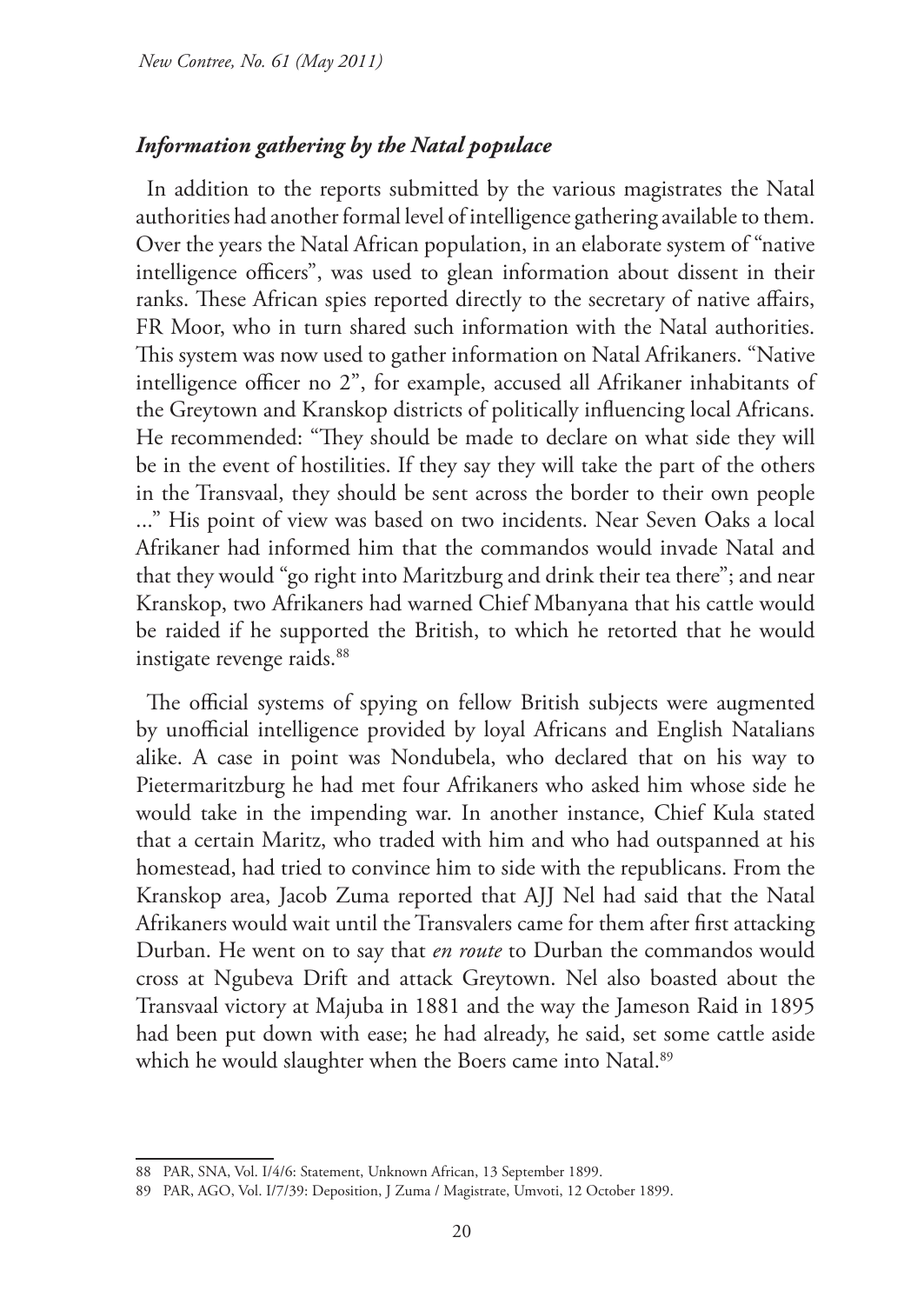### *Information gathering by the Natal populace*

In addition to the reports submitted by the various magistrates the Natal authorities had another formal level of intelligence gathering available to them. Over the years the Natal African population, in an elaborate system of "native intelligence officers", was used to glean information about dissent in their ranks. These African spies reported directly to the secretary of native affairs, FR Moor, who in turn shared such information with the Natal authorities. This system was now used to gather information on Natal Afrikaners. "Native intelligence officer no 2", for example, accused all Afrikaner inhabitants of the Greytown and Kranskop districts of politically influencing local Africans. He recommended: "They should be made to declare on what side they will be in the event of hostilities. If they say they will take the part of the others in the Transvaal, they should be sent across the border to their own people ..." His point of view was based on two incidents. Near Seven Oaks a local Afrikaner had informed him that the commandos would invade Natal and that they would "go right into Maritzburg and drink their tea there"; and near Kranskop, two Afrikaners had warned Chief Mbanyana that his cattle would be raided if he supported the British, to which he retorted that he would instigate revenge raids.[88]

The official systems of spying on fellow British subjects were augmented by unofficial intelligence provided by loyal Africans and English Natalians alike. A case in point was Nondubela, who declared that on his way to Pietermaritzburg he had met four Afrikaners who asked him whose side he would take in the impending war. In another instance, Chief Kula stated that a certain Maritz, who traded with him and who had outspanned at his homestead, had tried to convince him to side with the republicans. From the Kranskop area, Jacob Zuma reported that AJJ Nel had said that the Natal Afrikaners would wait until the Transvalers came for them after first attacking Durban. He went on to say that *en route* to Durban the commandos would cross at Ngubeva Drift and attack Greytown. Nel also boasted about the Transvaal victory at Majuba in 1881 and the way the Jameson Raid in 1895 had been put down with ease; he had already, he said, set some cattle aside which he would slaughter when the Boers came into Natal.[89]

---

88 PAR, SNA, Vol. I/4/6: Statement, Unknown African, 13 September 1899.

89 PAR, AGO, Vol. I/7/39: Deposition, J Zuma / Magistrate, Umvoti, 12 October 1899.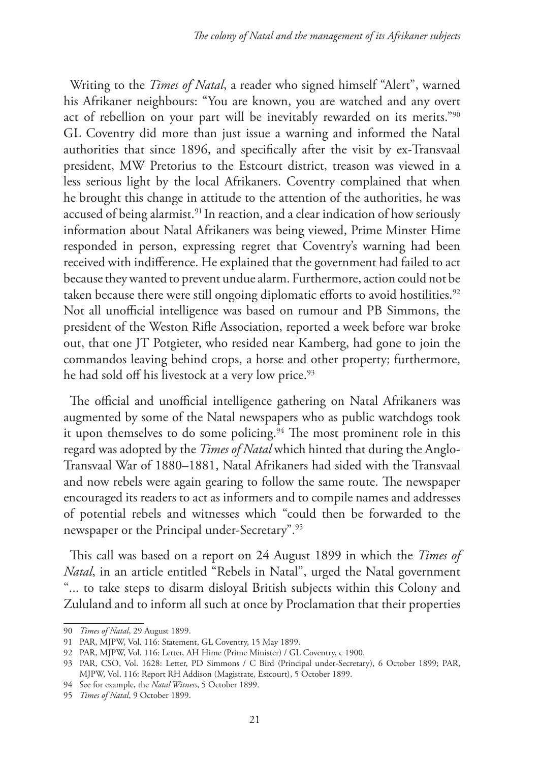Writing to the *Times of Natal*, a reader who signed himself "Alert", warned his Afrikaner neighbours: "You are known, you are watched and any overt act of rebellion on your part will be inevitably rewarded on its merits."[90] GL Coventry did more than just issue a warning and informed the Natal authorities that since 1896, and specifically after the visit by ex-Transvaal president, MW Pretorius to the Estcourt district, treason was viewed in a less serious light by the local Afrikaners. Coventry complained that when he brought this change in attitude to the attention of the authorities, he was accused of being alarmist.[91] In reaction, and a clear indication of how seriously information about Natal Afrikaners was being viewed, Prime Minster Hime responded in person, expressing regret that Coventry's warning had been received with indifference. He explained that the government had failed to act because they wanted to prevent undue alarm. Furthermore, action could not be taken because there were still ongoing diplomatic efforts to avoid hostilities.[92] Not all unofficial intelligence was based on rumour and PB Simmons, the president of the Weston Rifle Association, reported a week before war broke out, that one JT Potgieter, who resided near Kamberg, had gone to join the commandos leaving behind crops, a horse and other property; furthermore, he had sold off his livestock at a very low price.[93]

The official and unofficial intelligence gathering on Natal Afrikaners was augmented by some of the Natal newspapers who as public watchdogs took it upon themselves to do some policing.[94] The most prominent role in this regard was adopted by the *Times of Natal* which hinted that during the Anglo-Transvaal War of 1880–1881, Natal Afrikaners had sided with the Transvaal and now rebels were again gearing to follow the same route. The newspaper encouraged its readers to act as informers and to compile names and addresses of potential rebels and witnesses which "could then be forwarded to the newspaper or the Principal under-Secretary".[95]

This call was based on a report on 24 August 1899 in which the *Times of Natal*, in an article entitled "Rebels in Natal", urged the Natal government "... to take steps to disarm disloyal British subjects within this Colony and Zululand and to inform all such at once by Proclamation that their properties

---

90 *Times of Natal*, 29 August 1899.

91 PAR, MJPW, Vol. 116: Statement, GL Coventry, 15 May 1899.

92 PAR, MJPW, Vol. 116: Letter, AH Hime (Prime Minister) / GL Coventry, c 1900.

93 PAR, CSO, Vol. 1628: Letter, PD Simmons / C Bird (Principal under-Secretary), 6 October 1899; PAR, MJPW, Vol. 116: Report RH Addison (Magistrate, Estcourt), 5 October 1899.

94 See for example, the *Natal Witness*, 5 October 1899.

95 *Times of Natal*, 9 October 1899.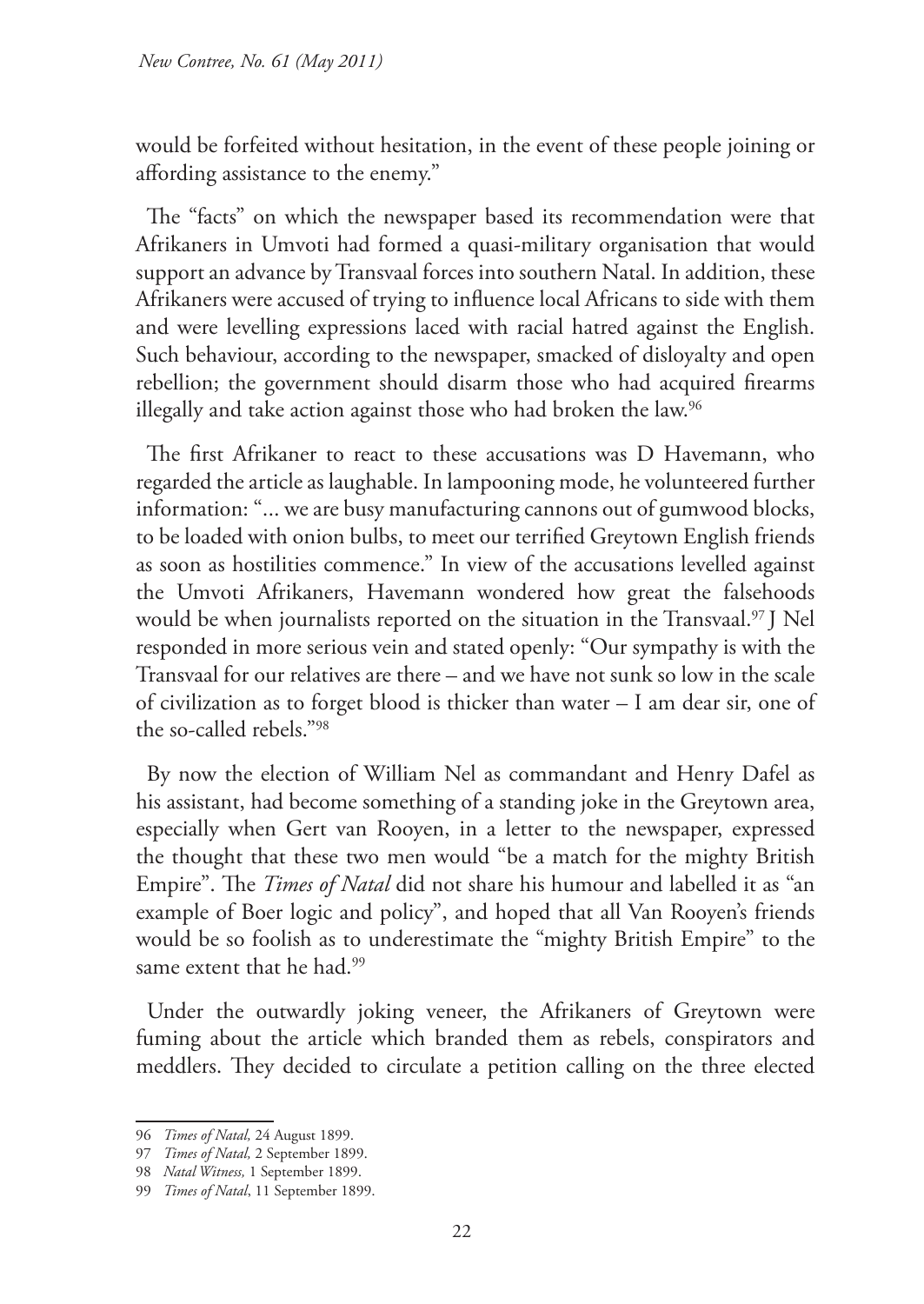would be forfeited without hesitation, in the event of these people joining or affording assistance to the enemy."

The "facts" on which the newspaper based its recommendation were that Afrikaners in Umvoti had formed a quasi-military organisation that would support an advance by Transvaal forces into southern Natal. In addition, these Afrikaners were accused of trying to influence local Africans to side with them and were levelling expressions laced with racial hatred against the English. Such behaviour, according to the newspaper, smacked of disloyalty and open rebellion; the government should disarm those who had acquired firearms illegally and take action against those who had broken the law.[96]

The first Afrikaner to react to these accusations was D Havemann, who regarded the article as laughable. In lampooning mode, he volunteered further information: "... we are busy manufacturing cannons out of gumwood blocks, to be loaded with onion bulbs, to meet our terrified Greytown English friends as soon as hostilities commence." In view of the accusations levelled against the Umvoti Afrikaners, Havemann wondered how great the falsehoods would be when journalists reported on the situation in the Transvaal.[97] J Nel responded in more serious vein and stated openly: "Our sympathy is with the Transvaal for our relatives are there – and we have not sunk so low in the scale of civilization as to forget blood is thicker than water – I am dear sir, one of the so-called rebels."[98]

By now the election of William Nel as commandant and Henry Dafel as his assistant, had become something of a standing joke in the Greytown area, especially when Gert van Rooyen, in a letter to the newspaper, expressed the thought that these two men would "be a match for the mighty British Empire". The *Times of Natal* did not share his humour and labelled it as "an example of Boer logic and policy", and hoped that all Van Rooyen's friends would be so foolish as to underestimate the "mighty British Empire" to the same extent that he had.[99]

Under the outwardly joking veneer, the Afrikaners of Greytown were fuming about the article which branded them as rebels, conspirators and meddlers. They decided to circulate a petition calling on the three elected

---

96 *Times of Natal,* 24 August 1899.

97 *Times of Natal,* 2 September 1899.

98 *Natal Witness,* 1 September 1899.

99 *Times of Natal*, 11 September 1899.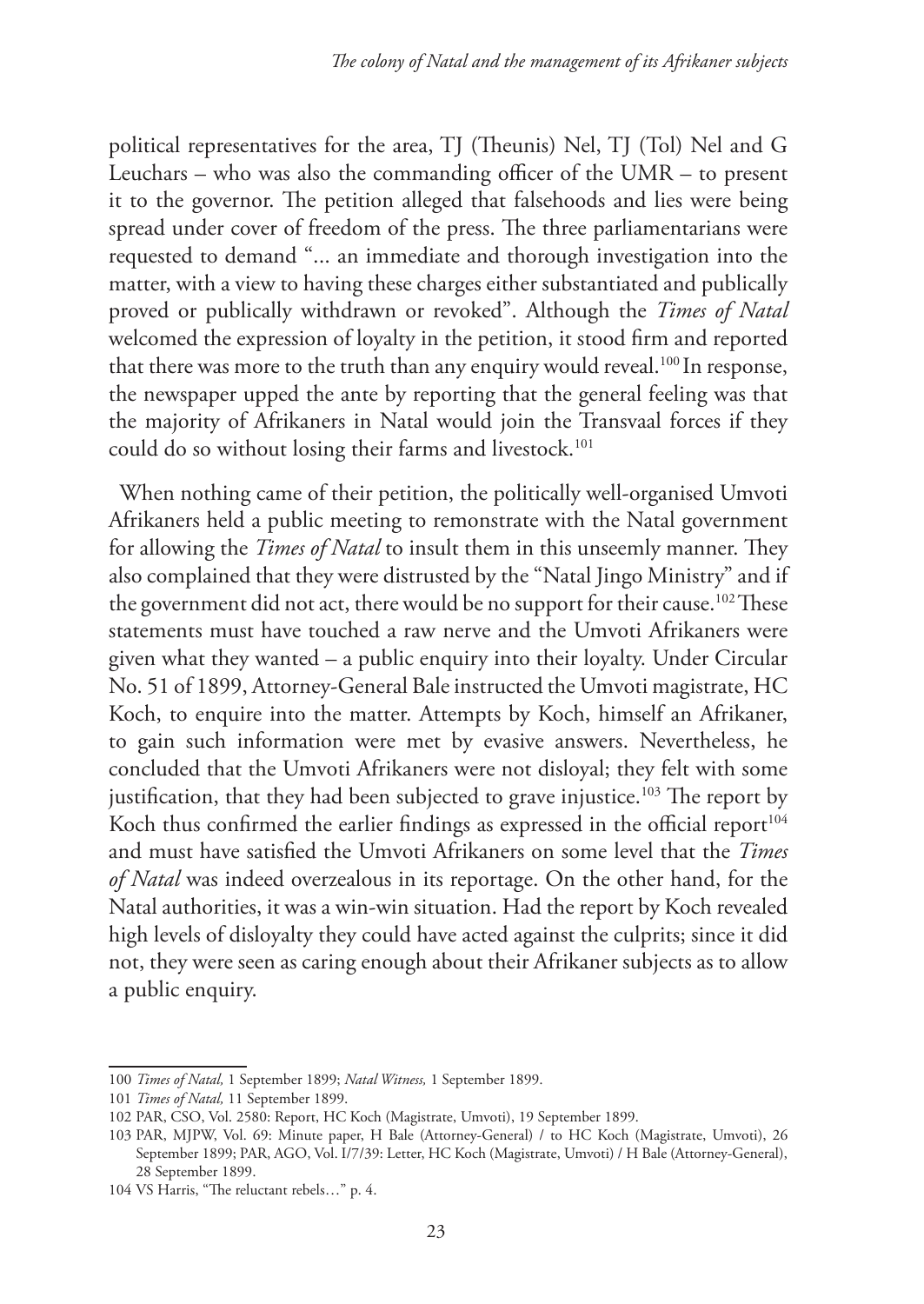political representatives for the area, TJ (Theunis) Nel, TJ (Tol) Nel and G Leuchars – who was also the commanding officer of the UMR – to present it to the governor. The petition alleged that falsehoods and lies were being spread under cover of freedom of the press. The three parliamentarians were requested to demand "... an immediate and thorough investigation into the matter, with a view to having these charges either substantiated and publically proved or publically withdrawn or revoked". Although the *Times of Natal* welcomed the expression of loyalty in the petition, it stood firm and reported that there was more to the truth than any enquiry would reveal.[100] In response, the newspaper upped the ante by reporting that the general feeling was that the majority of Afrikaners in Natal would join the Transvaal forces if they could do so without losing their farms and livestock.[101]

When nothing came of their petition, the politically well-organised Umvoti Afrikaners held a public meeting to remonstrate with the Natal government for allowing the *Times of Natal* to insult them in this unseemly manner. They also complained that they were distrusted by the "Natal Jingo Ministry" and if the government did not act, there would be no support for their cause.[102] These statements must have touched a raw nerve and the Umvoti Afrikaners were given what they wanted – a public enquiry into their loyalty. Under Circular No. 51 of 1899, Attorney-General Bale instructed the Umvoti magistrate, HC Koch, to enquire into the matter. Attempts by Koch, himself an Afrikaner, to gain such information were met by evasive answers. Nevertheless, he concluded that the Umvoti Afrikaners were not disloyal; they felt with some justification, that they had been subjected to grave injustice.[103] The report by Koch thus confirmed the earlier findings as expressed in the official report[104] and must have satisfied the Umvoti Afrikaners on some level that the *Times of Natal* was indeed overzealous in its reportage. On the other hand, for the Natal authorities, it was a win-win situation. Had the report by Koch revealed high levels of disloyalty they could have acted against the culprits; since it did not, they were seen as caring enough about their Afrikaner subjects as to allow a public enquiry.

---

100 *Times of Natal,* 1 September 1899; *Natal Witness,* 1 September 1899.

101 *Times of Natal,* 11 September 1899.

102 PAR, CSO, Vol. 2580: Report, HC Koch (Magistrate, Umvoti), 19 September 1899.

103 PAR, MJPW, Vol. 69: Minute paper, H Bale (Attorney-General) / to HC Koch (Magistrate, Umvoti), 26 September 1899; PAR, AGO, Vol. I/7/39: Letter, HC Koch (Magistrate, Umvoti) / H Bale (Attorney-General), 28 September 1899.

104 VS Harris, "The reluctant rebels…" p. 4.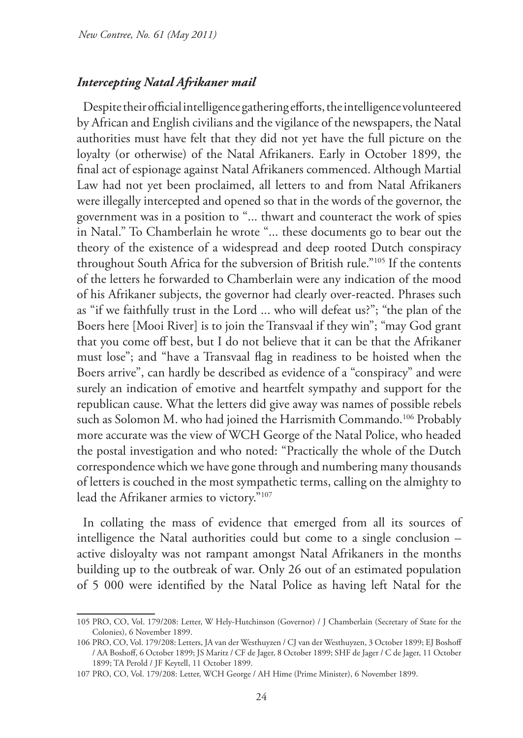### *Intercepting Natal Afrikaner mail*

Despite their official intelligence gathering efforts, the intelligence volunteered by African and English civilians and the vigilance of the newspapers, the Natal authorities must have felt that they did not yet have the full picture on the loyalty (or otherwise) of the Natal Afrikaners. Early in October 1899, the final act of espionage against Natal Afrikaners commenced. Although Martial Law had not yet been proclaimed, all letters to and from Natal Afrikaners were illegally intercepted and opened so that in the words of the governor, the government was in a position to "... thwart and counteract the work of spies in Natal." To Chamberlain he wrote "... these documents go to bear out the theory of the existence of a widespread and deep rooted Dutch conspiracy throughout South Africa for the subversion of British rule."[105] If the contents of the letters he forwarded to Chamberlain were any indication of the mood of his Afrikaner subjects, the governor had clearly over-reacted. Phrases such as "if we faithfully trust in the Lord ... who will defeat us?"; "the plan of the Boers here [Mooi River] is to join the Transvaal if they win"; "may God grant that you come off best, but I do not believe that it can be that the Afrikaner must lose"; and "have a Transvaal flag in readiness to be hoisted when the Boers arrive", can hardly be described as evidence of a "conspiracy" and were surely an indication of emotive and heartfelt sympathy and support for the republican cause. What the letters did give away was names of possible rebels such as Solomon M. who had joined the Harrismith Commando.[106] Probably more accurate was the view of WCH George of the Natal Police, who headed the postal investigation and who noted: "Practically the whole of the Dutch correspondence which we have gone through and numbering many thousands of letters is couched in the most sympathetic terms, calling on the almighty to lead the Afrikaner armies to victory."[107]

In collating the mass of evidence that emerged from all its sources of intelligence the Natal authorities could but come to a single conclusion – active disloyalty was not rampant amongst Natal Afrikaners in the months building up to the outbreak of war. Only 26 out of an estimated population of 5 000 were identified by the Natal Police as having left Natal for the

---

105 PRO, CO, Vol. 179/208: Letter, W Hely-Hutchinson (Governor) / J Chamberlain (Secretary of State for the Colonies), 6 November 1899.

106 PRO, CO, Vol. 179/208: Letters, JA van der Westhuyzen / CJ van der Westhuyzen, 3 October 1899; EJ Boshoff / AA Boshoff, 6 October 1899; JS Maritz / CF de Jager, 8 October 1899; SHF de Jager / C de Jager, 11 October 1899; TA Perold / JF Keytell, 11 October 1899.

107 PRO, CO, Vol. 179/208: Letter, WCH George / AH Hime (Prime Minister), 6 November 1899.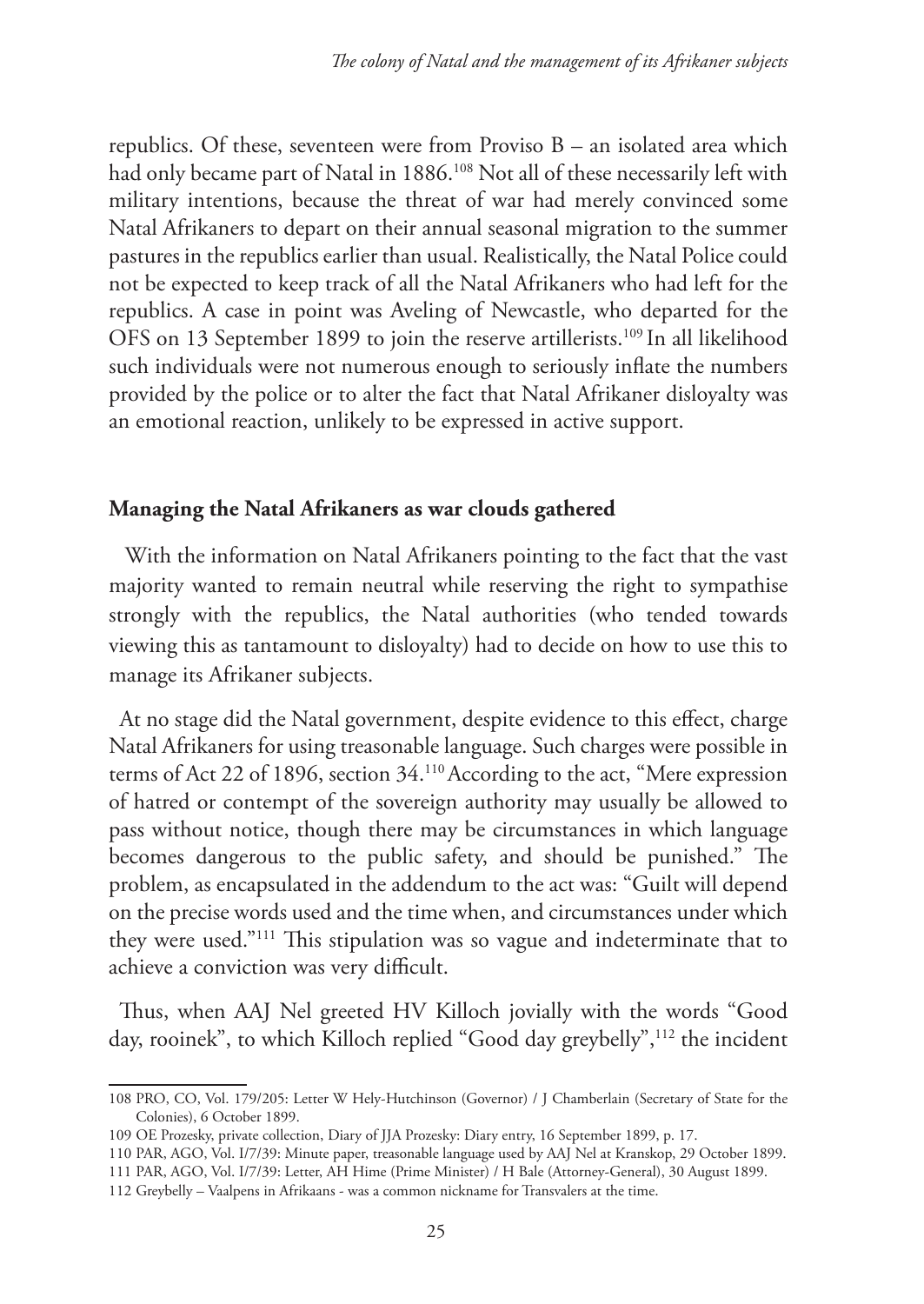republics. Of these, seventeen were from Proviso B – an isolated area which had only became part of Natal in 1886.[108] Not all of these necessarily left with military intentions, because the threat of war had merely convinced some Natal Afrikaners to depart on their annual seasonal migration to the summer pastures in the republics earlier than usual. Realistically, the Natal Police could not be expected to keep track of all the Natal Afrikaners who had left for the republics. A case in point was Aveling of Newcastle, who departed for the OFS on 13 September 1899 to join the reserve artillerists.[109] In all likelihood such individuals were not numerous enough to seriously inflate the numbers provided by the police or to alter the fact that Natal Afrikaner disloyalty was an emotional reaction, unlikely to be expressed in active support.

## Managing the Natal Afrikaners as war clouds gathered

With the information on Natal Afrikaners pointing to the fact that the vast majority wanted to remain neutral while reserving the right to sympathise strongly with the republics, the Natal authorities (who tended towards viewing this as tantamount to disloyalty) had to decide on how to use this to manage its Afrikaner subjects.

At no stage did the Natal government, despite evidence to this effect, charge Natal Afrikaners for using treasonable language. Such charges were possible in terms of Act 22 of 1896, section 34.[110] According to the act, "Mere expression of hatred or contempt of the sovereign authority may usually be allowed to pass without notice, though there may be circumstances in which language becomes dangerous to the public safety, and should be punished." The problem, as encapsulated in the addendum to the act was: "Guilt will depend on the precise words used and the time when, and circumstances under which they were used."[111] This stipulation was so vague and indeterminate that to achieve a conviction was very difficult.

Thus, when AAJ Nel greeted HV Killoch jovially with the words "Good day, rooinek", to which Killoch replied "Good day greybelly",[112] the incident

108 PRO, CO, Vol. 179/205: Letter W Hely-Hutchinson (Governor) / J Chamberlain (Secretary of State for the Colonies), 6 October 1899.

109 OE Prozesky, private collection, Diary of JJA Prozesky: Diary entry, 16 September 1899, p. 17.

110 PAR, AGO, Vol. I/7/39: Minute paper, treasonable language used by AAJ Nel at Kranskop, 29 October 1899.

111 PAR, AGO, Vol. I/7/39: Letter, AH Hime (Prime Minister) / H Bale (Attorney-General), 30 August 1899.

112 Greybelly – Vaalpens in Afrikaans - was a common nickname for Transvalers at the time.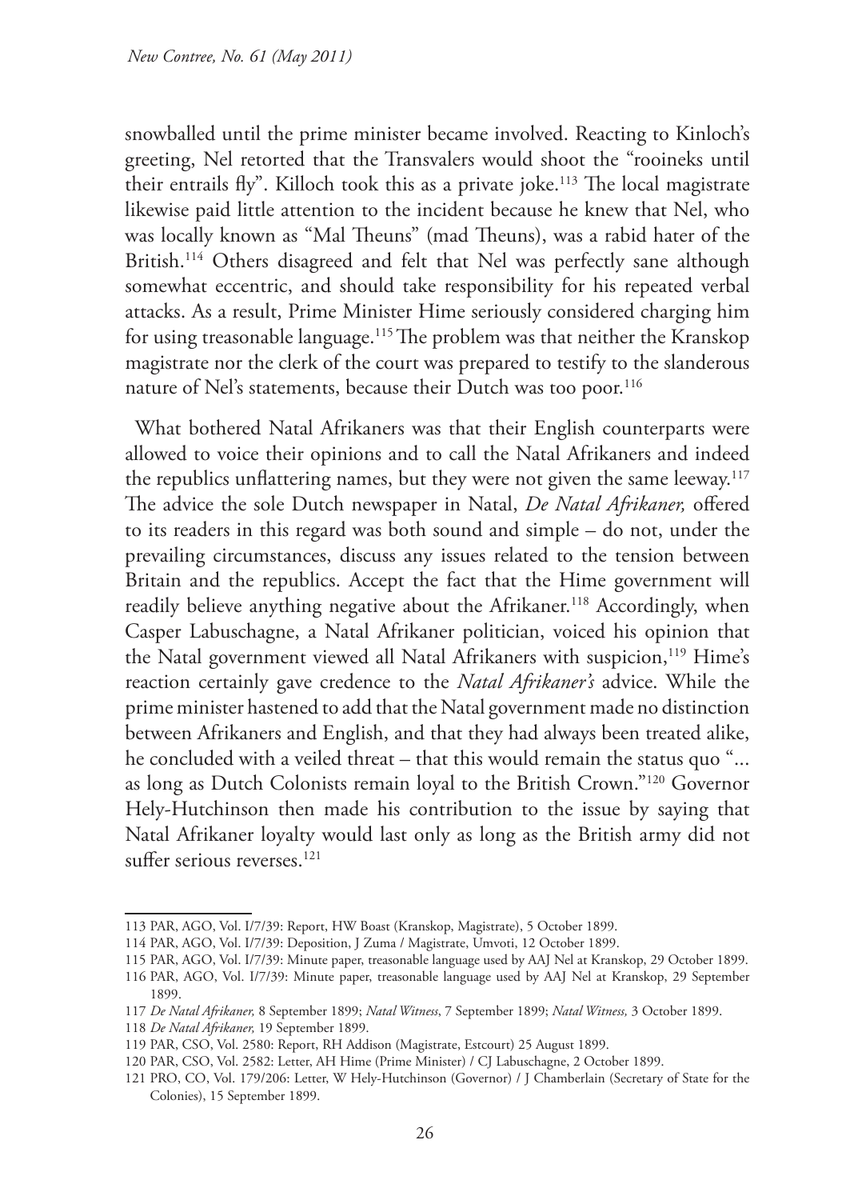snowballed until the prime minister became involved. Reacting to Kinloch's greeting, Nel retorted that the Transvalers would shoot the "rooineks until their entrails fly". Killoch took this as a private joke.[113] The local magistrate likewise paid little attention to the incident because he knew that Nel, who was locally known as "Mal Theuns" (mad Theuns), was a rabid hater of the British.[114] Others disagreed and felt that Nel was perfectly sane although somewhat eccentric, and should take responsibility for his repeated verbal attacks. As a result, Prime Minister Hime seriously considered charging him for using treasonable language.[115] The problem was that neither the Kranskop magistrate nor the clerk of the court was prepared to testify to the slanderous nature of Nel's statements, because their Dutch was too poor.[116]

What bothered Natal Afrikaners was that their English counterparts were allowed to voice their opinions and to call the Natal Afrikaners and indeed the republics unflattering names, but they were not given the same leeway.[117] The advice the sole Dutch newspaper in Natal, *De Natal Afrikaner,* offered to its readers in this regard was both sound and simple – do not, under the prevailing circumstances, discuss any issues related to the tension between Britain and the republics. Accept the fact that the Hime government will readily believe anything negative about the Afrikaner.[118] Accordingly, when Casper Labuschagne, a Natal Afrikaner politician, voiced his opinion that the Natal government viewed all Natal Afrikaners with suspicion,[119] Hime's reaction certainly gave credence to the *Natal Afrikaner's* advice. While the prime minister hastened to add that the Natal government made no distinction between Afrikaners and English, and that they had always been treated alike, he concluded with a veiled threat – that this would remain the status quo "... as long as Dutch Colonists remain loyal to the British Crown."[120] Governor Hely-Hutchinson then made his contribution to the issue by saying that Natal Afrikaner loyalty would last only as long as the British army did not suffer serious reverses.[121]

---

113 PAR, AGO, Vol. I/7/39: Report, HW Boast (Kranskop, Magistrate), 5 October 1899.

114 PAR, AGO, Vol. I/7/39: Deposition, J Zuma / Magistrate, Umvoti, 12 October 1899.

115 PAR, AGO, Vol. I/7/39: Minute paper, treasonable language used by AAJ Nel at Kranskop, 29 October 1899.

116 PAR, AGO, Vol. I/7/39: Minute paper, treasonable language used by AAJ Nel at Kranskop, 29 September 1899.

117 *De Natal Afrikaner,* 8 September 1899; *Natal Witness*, 7 September 1899; *Natal Witness,* 3 October 1899.

118 *De Natal Afrikaner,* 19 September 1899.

119 PAR, CSO, Vol. 2580: Report, RH Addison (Magistrate, Estcourt) 25 August 1899.

120 PAR, CSO, Vol. 2582: Letter, AH Hime (Prime Minister) / CJ Labuschagne, 2 October 1899.

121 PRO, CO, Vol. 179/206: Letter, W Hely-Hutchinson (Governor) / J Chamberlain (Secretary of State for the Colonies), 15 September 1899.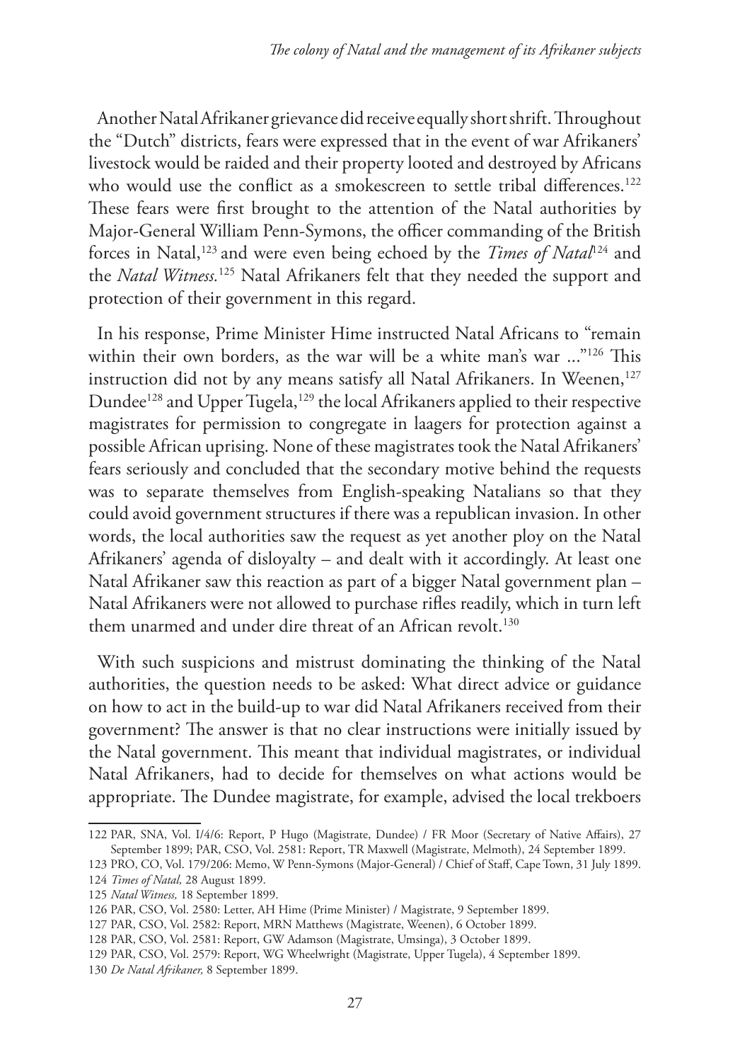Another Natal Afrikaner grievance did receive equally short shrift. Throughout the "Dutch" districts, fears were expressed that in the event of war Afrikaners' livestock would be raided and their property looted and destroyed by Africans who would use the conflict as a smokescreen to settle tribal differences.[122] These fears were first brought to the attention of the Natal authorities by Major-General William Penn-Symons, the officer commanding of the British forces in Natal,[123] and were even being echoed by the *Times of Natal*[124] and the *Natal Witness.*[125] Natal Afrikaners felt that they needed the support and protection of their government in this regard.

In his response, Prime Minister Hime instructed Natal Africans to "remain within their own borders, as the war will be a white man's war ..."[126] This instruction did not by any means satisfy all Natal Afrikaners. In Weenen,[127] Dundee[128] and Upper Tugela,[129] the local Afrikaners applied to their respective magistrates for permission to congregate in laagers for protection against a possible African uprising. None of these magistrates took the Natal Afrikaners' fears seriously and concluded that the secondary motive behind the requests was to separate themselves from English-speaking Natalians so that they could avoid government structures if there was a republican invasion. In other words, the local authorities saw the request as yet another ploy on the Natal Afrikaners' agenda of disloyalty – and dealt with it accordingly. At least one Natal Afrikaner saw this reaction as part of a bigger Natal government plan – Natal Afrikaners were not allowed to purchase rifles readily, which in turn left them unarmed and under dire threat of an African revolt.[130]

With such suspicions and mistrust dominating the thinking of the Natal authorities, the question needs to be asked: What direct advice or guidance on how to act in the build-up to war did Natal Afrikaners received from their government? The answer is that no clear instructions were initially issued by the Natal government. This meant that individual magistrates, or individual Natal Afrikaners, had to decide for themselves on what actions would be appropriate. The Dundee magistrate, for example, advised the local trekboers

---

122 PAR, SNA, Vol. I/4/6: Report, P Hugo (Magistrate, Dundee) / FR Moor (Secretary of Native Affairs), 27 September 1899; PAR, CSO, Vol. 2581: Report, TR Maxwell (Magistrate, Melmoth), 24 September 1899.

123 PRO, CO, Vol. 179/206: Memo, W Penn-Symons (Major-General) / Chief of Staff, Cape Town, 31 July 1899.

124 *Times of Natal,* 28 August 1899.

125 *Natal Witness,* 18 September 1899.

126 PAR, CSO, Vol. 2580: Letter, AH Hime (Prime Minister) / Magistrate, 9 September 1899.

127 PAR, CSO, Vol. 2582: Report, MRN Matthews (Magistrate, Weenen), 6 October 1899.

128 PAR, CSO, Vol. 2581: Report, GW Adamson (Magistrate, Umsinga), 3 October 1899.

129 PAR, CSO, Vol. 2579: Report, WG Wheelwright (Magistrate, Upper Tugela), 4 September 1899.

130 *De Natal Afrikaner,* 8 September 1899.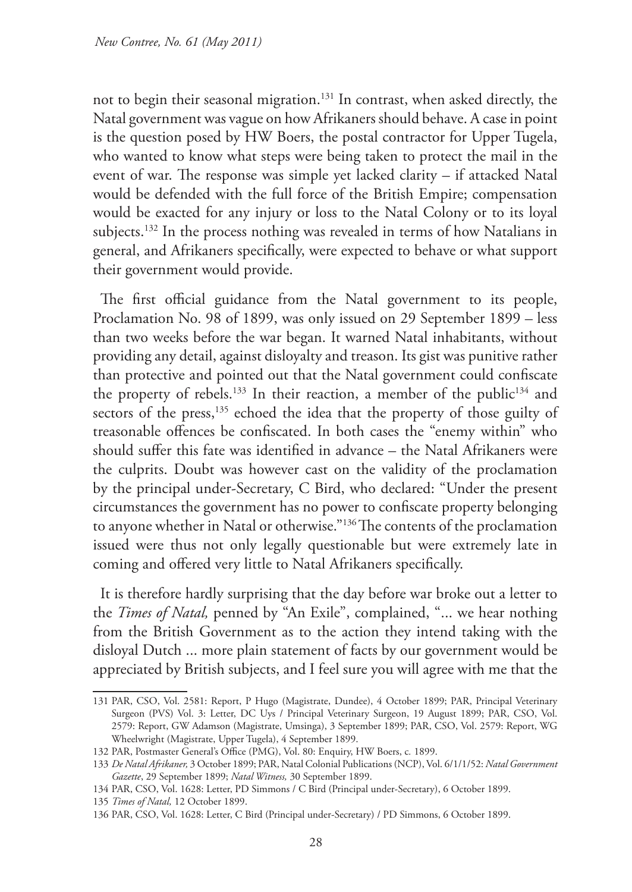not to begin their seasonal migration.[131] In contrast, when asked directly, the Natal government was vague on how Afrikaners should behave. A case in point is the question posed by HW Boers, the postal contractor for Upper Tugela, who wanted to know what steps were being taken to protect the mail in the event of war. The response was simple yet lacked clarity – if attacked Natal would be defended with the full force of the British Empire; compensation would be exacted for any injury or loss to the Natal Colony or to its loyal subjects.[132] In the process nothing was revealed in terms of how Natalians in general, and Afrikaners specifically, were expected to behave or what support their government would provide.

The first official guidance from the Natal government to its people, Proclamation No. 98 of 1899, was only issued on 29 September 1899 – less than two weeks before the war began. It warned Natal inhabitants, without providing any detail, against disloyalty and treason. Its gist was punitive rather than protective and pointed out that the Natal government could confiscate the property of rebels.[133] In their reaction, a member of the public[134] and sectors of the press,[135] echoed the idea that the property of those guilty of treasonable offences be confiscated. In both cases the "enemy within" who should suffer this fate was identified in advance – the Natal Afrikaners were the culprits. Doubt was however cast on the validity of the proclamation by the principal under-Secretary, C Bird, who declared: "Under the present circumstances the government has no power to confiscate property belonging to anyone whether in Natal or otherwise."[136] The contents of the proclamation issued were thus not only legally questionable but were extremely late in coming and offered very little to Natal Afrikaners specifically.

It is therefore hardly surprising that the day before war broke out a letter to the *Times of Natal,* penned by "An Exile", complained, "... we hear nothing from the British Government as to the action they intend taking with the disloyal Dutch ... more plain statement of facts by our government would be appreciated by British subjects, and I feel sure you will agree with me that the

---

131 PAR, CSO, Vol. 2581: Report, P Hugo (Magistrate, Dundee), 4 October 1899; PAR, Principal Veterinary Surgeon (PVS) Vol. 3: Letter, DC Uys / Principal Veterinary Surgeon, 19 August 1899; PAR, CSO, Vol. 2579: Report, GW Adamson (Magistrate, Umsinga), 3 September 1899; PAR, CSO, Vol. 2579: Report, WG Wheelwright (Magistrate, Upper Tugela), 4 September 1899.

132 PAR, Postmaster General's Office (PMG), Vol. 80: Enquiry, HW Boers, c. 1899.

133 *De Natal Afrikaner,* 3 October 1899; PAR, Natal Colonial Publications (NCP), Vol. 6/1/1/52: *Natal Government Gazette*, 29 September 1899; *Natal Witness,* 30 September 1899.

134 PAR, CSO, Vol. 1628: Letter, PD Simmons / C Bird (Principal under-Secretary), 6 October 1899.

135 *Times of Natal,* 12 October 1899.

136 PAR, CSO, Vol. 1628: Letter, C Bird (Principal under-Secretary) / PD Simmons, 6 October 1899.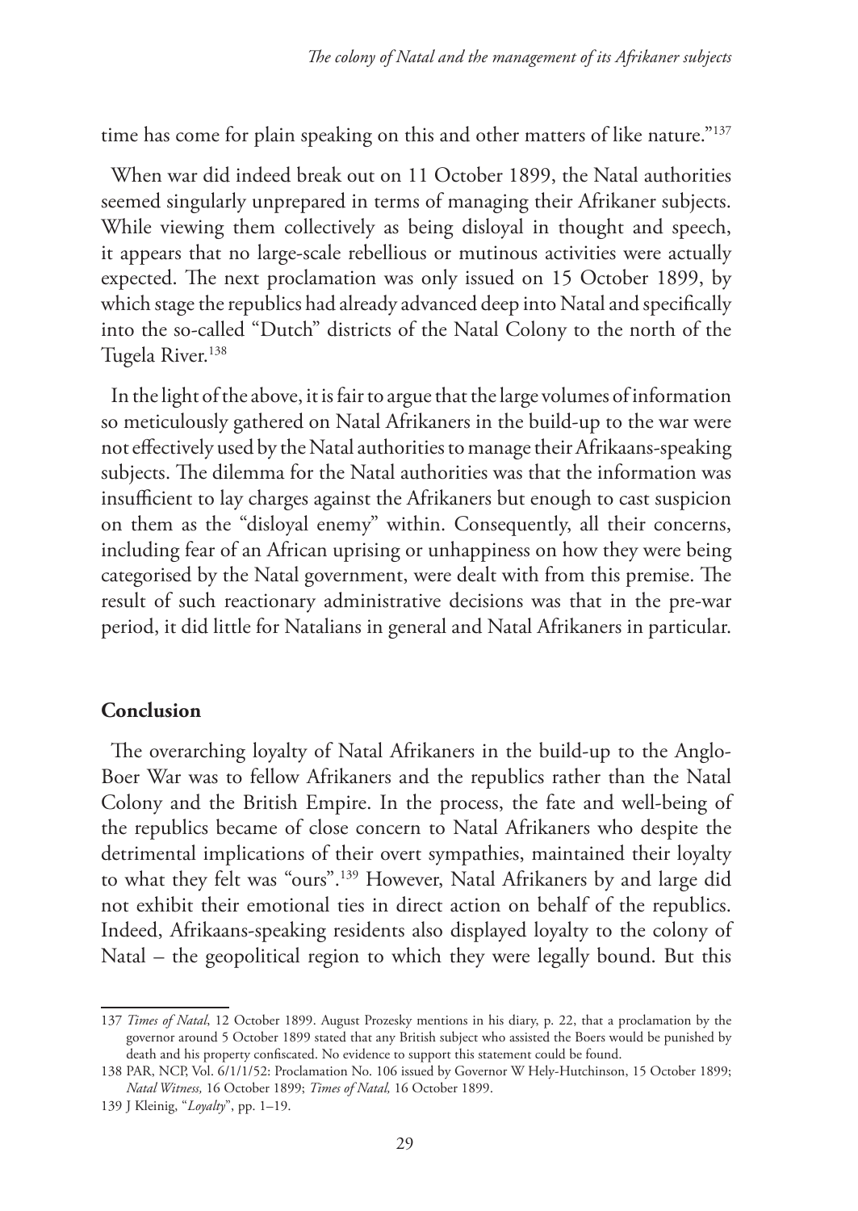time has come for plain speaking on this and other matters of like nature."[137]

When war did indeed break out on 11 October 1899, the Natal authorities seemed singularly unprepared in terms of managing their Afrikaner subjects. While viewing them collectively as being disloyal in thought and speech, it appears that no large-scale rebellious or mutinous activities were actually expected. The next proclamation was only issued on 15 October 1899, by which stage the republics had already advanced deep into Natal and specifically into the so-called "Dutch" districts of the Natal Colony to the north of the Tugela River.[138]

In the light of the above, it is fair to argue that the large volumes of information so meticulously gathered on Natal Afrikaners in the build-up to the war were not effectively used by the Natal authorities to manage their Afrikaans-speaking subjects. The dilemma for the Natal authorities was that the information was insufficient to lay charges against the Afrikaners but enough to cast suspicion on them as the "disloyal enemy" within. Consequently, all their concerns, including fear of an African uprising or unhappiness on how they were being categorised by the Natal government, were dealt with from this premise. The result of such reactionary administrative decisions was that in the pre-war period, it did little for Natalians in general and Natal Afrikaners in particular.

## Conclusion

The overarching loyalty of Natal Afrikaners in the build-up to the Anglo-Boer War was to fellow Afrikaners and the republics rather than the Natal Colony and the British Empire. In the process, the fate and well-being of the republics became of close concern to Natal Afrikaners who despite the detrimental implications of their overt sympathies, maintained their loyalty to what they felt was "ours".[139] However, Natal Afrikaners by and large did not exhibit their emotional ties in direct action on behalf of the republics. Indeed, Afrikaans-speaking residents also displayed loyalty to the colony of Natal – the geopolitical region to which they were legally bound. But this

---

137 *Times of Natal*, 12 October 1899. August Prozesky mentions in his diary, p. 22, that a proclamation by the governor around 5 October 1899 stated that any British subject who assisted the Boers would be punished by death and his property confiscated. No evidence to support this statement could be found.

138 PAR, NCP, Vol. 6/1/1/52: Proclamation No. 106 issued by Governor W Hely-Hutchinson, 15 October 1899; *Natal Witness,* 16 October 1899; *Times of Natal,* 16 October 1899.

139 J Kleinig, "*Loyalty*", pp. 1–19.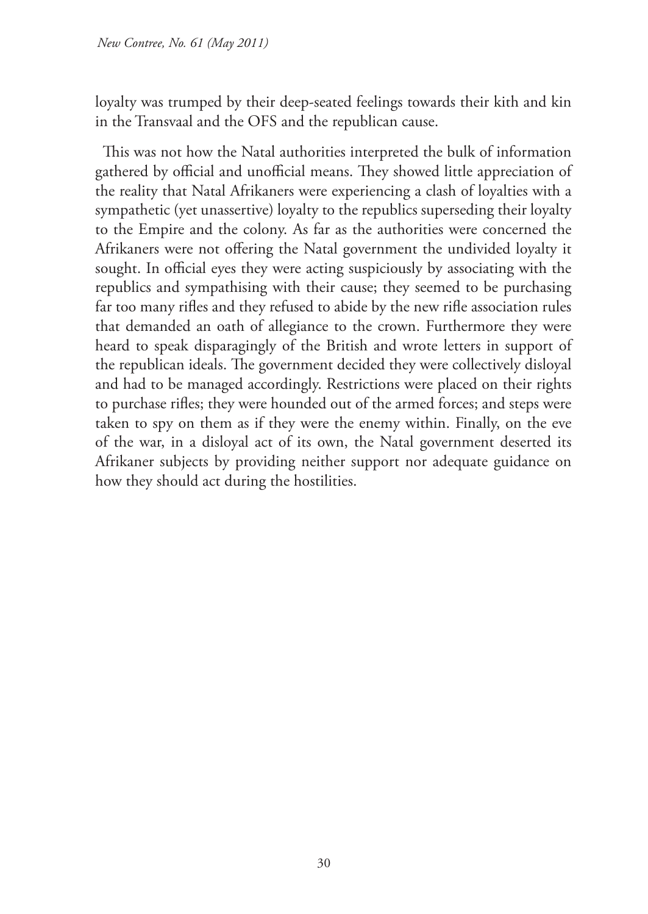loyalty was trumped by their deep-seated feelings towards their kith and kin in the Transvaal and the OFS and the republican cause.

This was not how the Natal authorities interpreted the bulk of information gathered by official and unofficial means. They showed little appreciation of the reality that Natal Afrikaners were experiencing a clash of loyalties with a sympathetic (yet unassertive) loyalty to the republics superseding their loyalty to the Empire and the colony. As far as the authorities were concerned the Afrikaners were not offering the Natal government the undivided loyalty it sought. In official eyes they were acting suspiciously by associating with the republics and sympathising with their cause; they seemed to be purchasing far too many rifles and they refused to abide by the new rifle association rules that demanded an oath of allegiance to the crown. Furthermore they were heard to speak disparagingly of the British and wrote letters in support of the republican ideals. The government decided they were collectively disloyal and had to be managed accordingly. Restrictions were placed on their rights to purchase rifles; they were hounded out of the armed forces; and steps were taken to spy on them as if they were the enemy within. Finally, on the eve of the war, in a disloyal act of its own, the Natal government deserted its Afrikaner subjects by providing neither support nor adequate guidance on how they should act during the hostilities.